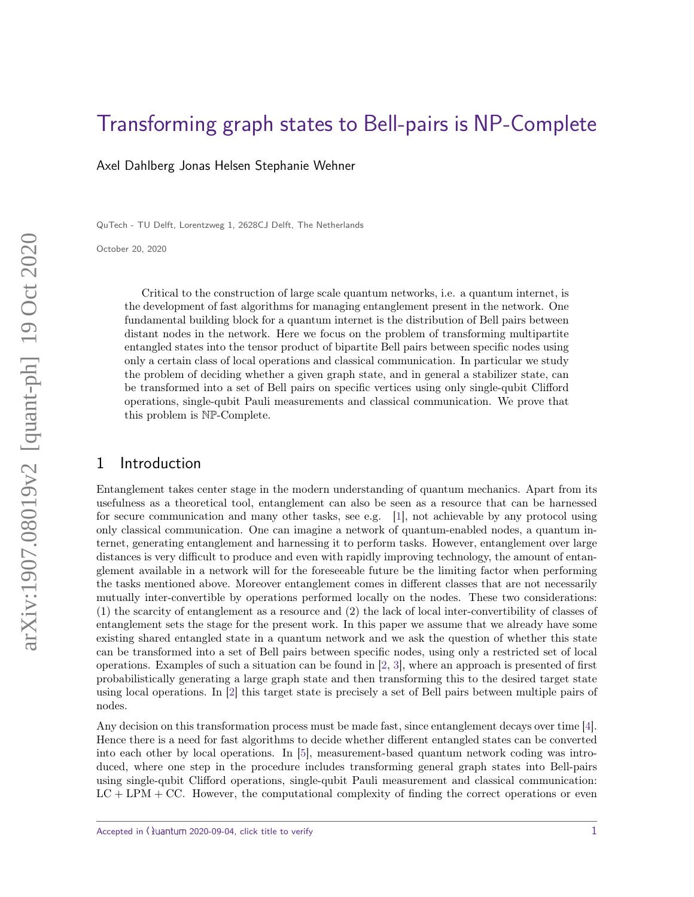# Transforming graph states to Bell-pairs is NP-Complete

Axel Dahlberg Jonas Helsen Stephanie Wehner

QuTech - TU Delft, Lorentzweg 1, 2628CJ Delft, The Netherlands

October 20, 2020

Critical to the construction of large scale quantum networks, i.e. a quantum internet, is the development of fast algorithms for managing entanglement present in the network. One fundamental building block for a quantum internet is the distribution of Bell pairs between distant nodes in the network. Here we focus on the problem of transforming multipartite entangled states into the tensor product of bipartite Bell pairs between specific nodes using only a certain class of local operations and classical communication. In particular we study the problem of deciding whether a given graph state, and in general a stabilizer state, can be transformed into a set of Bell pairs on specific vertices using only single-qubit Clifford operations, single-qubit Pauli measurements and classical communication. We prove that this problem is $\mathbb{NP}$-Complete.

## 1 Introduction

Entanglement takes center stage in the modern understanding of quantum mechanics. Apart from its usefulness as a theoretical tool, entanglement can also be seen as a resource that can be harnessed for secure communication and many other tasks, see e.g. [1], not achievable by any protocol using only classical communication. One can imagine a network of quantum-enabled nodes, a quantum internet, generating entanglement and harnessing it to perform tasks. However, entanglement over large distances is very difficult to produce and even with rapidly improving technology, the amount of entanglement available in a network will for the foreseeable future be the limiting factor when performing the tasks mentioned above. Moreover entanglement comes in different classes that are not necessarily mutually inter-convertible by operations performed locally on the nodes. These two considerations: (1) the scarcity of entanglement as a resource and (2) the lack of local inter-convertibility of classes of entanglement sets the stage for the present work. In this paper we assume that we already have some existing shared entangled state in a quantum network and we ask the question of whether this state can be transformed into a set of Bell pairs between specific nodes, using only a restricted set of local operations. Examples of such a situation can be found in [2, 3], where an approach is presented of first probabilistically generating a large graph state and then transforming this to the desired target state using local operations. In [2] this target state is precisely a set of Bell pairs between multiple pairs of nodes.

Any decision on this transformation process must be made fast, since entanglement decays over time [4]. Hence there is a need for fast algorithms to decide whether different entangled states can be converted into each other by local operations. In [5], measurement-based quantum network coding was introduced, where one step in the procedure includes transforming general graph states into Bell-pairs using single-qubit Clifford operations, single-qubit Pauli measurement and classical communication: LC + LPM + CC. However, the computational complexity of finding the correct operations or even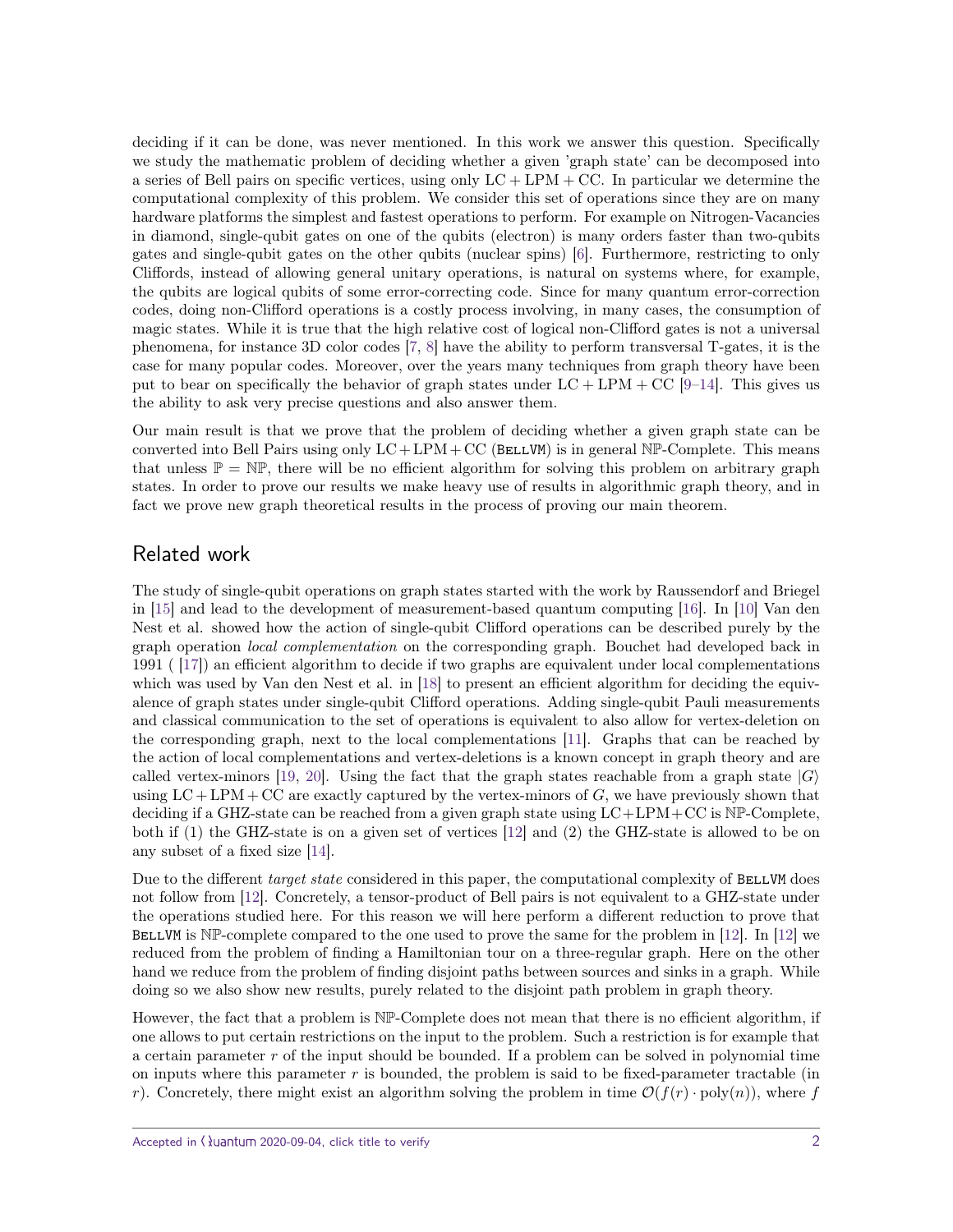deciding if it can be done, was never mentioned. In this work we answer this question. Specifically we study the mathematic problem of deciding whether a given 'graph state' can be decomposed into a series of Bell pairs on specific vertices, using only $\mathrm{LC} + \mathrm{LPM} + \mathrm{CC}$. In particular we determine the computational complexity of this problem. We consider this set of operations since they are on many hardware platforms the simplest and fastest operations to perform. For example on Nitrogen-Vacancies in diamond, single-qubit gates on one of the qubits (electron) is many orders faster than two-qubits gates and single-qubit gates on the other qubits (nuclear spins) [6]. Furthermore, restricting to only Cliffords, instead of allowing general unitary operations, is natural on systems where, for example, the qubits are logical qubits of some error-correcting code. Since for many quantum error-correction codes, doing non-Clifford operations is a costly process involving, in many cases, the consumption of magic states. While it is true that the high relative cost of logical non-Clifford gates is not a universal phenomena, for instance 3D color codes [7, 8] have the ability to perform transversal T-gates, it is the case for many popular codes. Moreover, over the years many techniques from graph theory have been put to bear on specifically the behavior of graph states under $\mathrm{LC} + \mathrm{LPM} + \mathrm{CC}$ [9–14]. This gives us the ability to ask very precise questions and also answer them.

Our main result is that we prove that the problem of deciding whether a given graph state can be converted into Bell Pairs using only $\mathrm{LC}+\mathrm{LPM}+\mathrm{CC}$ (BellVM) is in general $\mathbb{NP}$-Complete. This means that unless $\mathbb{P} = \mathbb{NP}$, there will be no efficient algorithm for solving this problem on arbitrary graph states. In order to prove our results we make heavy use of results in algorithmic graph theory, and in fact we prove new graph theoretical results in the process of proving our main theorem.

## Related work

The study of single-qubit operations on graph states started with the work by Raussendorf and Briegel in [15] and lead to the development of measurement-based quantum computing [16]. In [10] Van den Nest et al. showed how the action of single-qubit Clifford operations can be described purely by the graph operation *local complementation* on the corresponding graph. Bouchet had developed back in 1991 ( [17]) an efficient algorithm to decide if two graphs are equivalent under local complementations which was used by Van den Nest et al. in [18] to present an efficient algorithm for deciding the equivalence of graph states under single-qubit Clifford operations. Adding single-qubit Pauli measurements and classical communication to the set of operations is equivalent to also allow for vertex-deletion on the corresponding graph, next to the local complementations [11]. Graphs that can be reached by the action of local complementations and vertex-deletions is a known concept in graph theory and are called vertex-minors [19, 20]. Using the fact that the graph states reachable from a graph state $|G\rangle$ using $\mathrm{LC}+\mathrm{LPM}+\mathrm{CC}$ are exactly captured by the vertex-minors of $G$, we have previously shown that deciding if a GHZ-state can be reached from a given graph state using $\mathrm{LC}+\mathrm{LPM}+\mathrm{CC}$ is $\mathbb{NP}$-Complete, both if (1) the GHZ-state is on a given set of vertices [12] and (2) the GHZ-state is allowed to be on any subset of a fixed size [14].

Due to the different *target state* considered in this paper, the computational complexity of BellVM does not follow from [12]. Concretely, a tensor-product of Bell pairs is not equivalent to a GHZ-state under the operations studied here. For this reason we will here perform a different reduction to prove that BellVM is $\mathbb{NP}$-complete compared to the one used to prove the same for the problem in [12]. In [12] we reduced from the problem of finding a Hamiltonian tour on a three-regular graph. Here on the other hand we reduce from the problem of finding disjoint paths between sources and sinks in a graph. While doing so we also show new results, purely related to the disjoint path problem in graph theory.

However, the fact that a problem is $\mathbb{NP}$-Complete does not mean that there is no efficient algorithm, if one allows to put certain restrictions on the input to the problem. Such a restriction is for example that a certain parameter $r$ of the input should be bounded. If a problem can be solved in polynomial time on inputs where this parameter $r$ is bounded, the problem is said to be fixed-parameter tractable (in $r$). Concretely, there might exist an algorithm solving the problem in time $\mathcal{O}(f(r) \cdot \mathrm{poly}(n))$, where $f$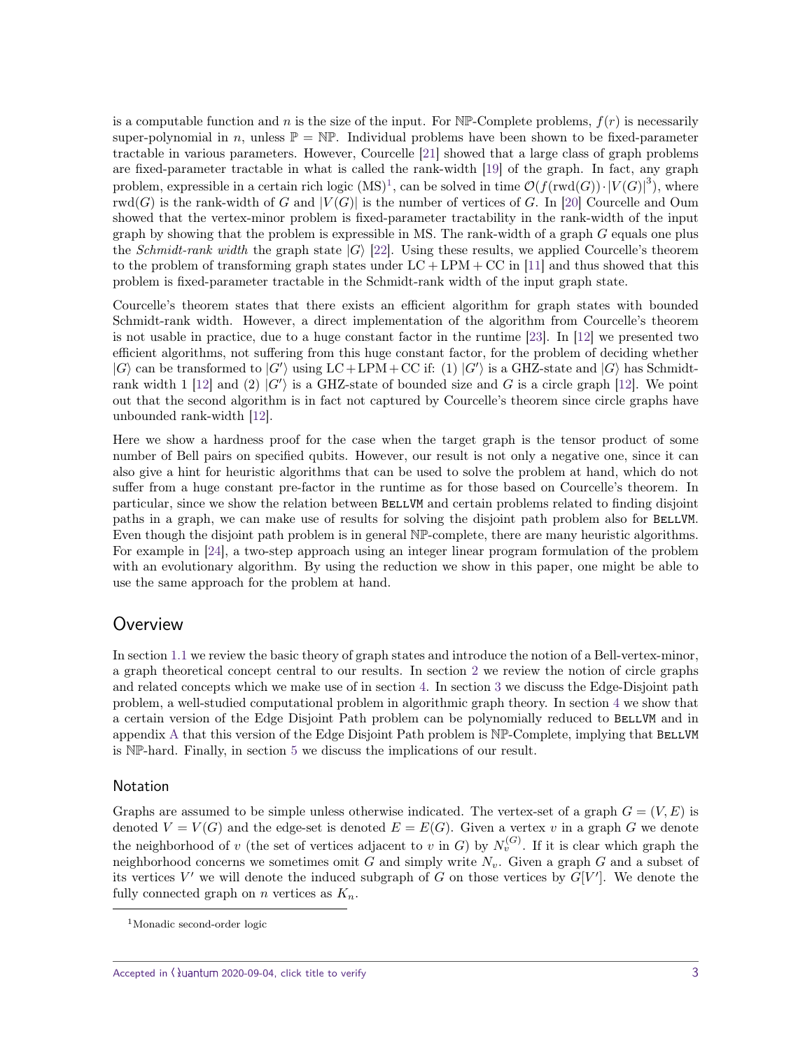is a computable function and $n$ is the size of the input. For $\mathbb{NP}$-Complete problems, $f(r)$ is necessarily super-polynomial in $n$, unless $\mathbb{P} = \mathbb{NP}$. Individual problems have been shown to be fixed-parameter tractable in various parameters. However, Courcelle [21] showed that a large class of graph problems are fixed-parameter tractable in what is called the rank-width [19] of the graph. In fact, any graph problem, expressible in a certain rich logic (MS)[1], can be solved in time $\mathcal{O}(f(\text{rwd}(G)) \cdot |V(G)|^3)$, where $\text{rwd}(G)$ is the rank-width of $G$ and $|V(G)|$ is the number of vertices of $G$. In [20] Courcelle and Oum showed that the vertex-minor problem is fixed-parameter tractability in the rank-width of the input graph by showing that the problem is expressible in MS. The rank-width of a graph $G$ equals one plus the *Schmidt-rank width* the graph state $|G\rangle$ [22]. Using these results, we applied Courcelle's theorem to the problem of transforming graph states under $\text{LC} + \text{LPM} + \text{CC}$ in [11] and thus showed that this problem is fixed-parameter tractable in the Schmidt-rank width of the input graph state.

Courcelle's theorem states that there exists an efficient algorithm for graph states with bounded Schmidt-rank width. However, a direct implementation of the algorithm from Courcelle's theorem is not usable in practice, due to a huge constant factor in the runtime [23]. In [12] we presented two efficient algorithms, not suffering from this huge constant factor, for the problem of deciding whether $|G\rangle$ can be transformed to $|G'\rangle$ using $\text{LC} + \text{LPM} + \text{CC}$ if: (1) $|G'\rangle$ is a GHZ-state and $|G\rangle$ has Schmidt-rank width 1 [12] and (2) $|G'\rangle$ is a GHZ-state of bounded size and $G$ is a circle graph [12]. We point out that the second algorithm is in fact not captured by Courcelle's theorem since circle graphs have unbounded rank-width [12].

Here we show a hardness proof for the case when the target graph is the tensor product of some number of Bell pairs on specified qubits. However, our result is not only a negative one, since it can also give a hint for heuristic algorithms that can be used to solve the problem at hand, which do not suffer from a huge constant pre-factor in the runtime as for those based on Courcelle's theorem. In particular, since we show the relation between BELLVM and certain problems related to finding disjoint paths in a graph, we can make use of results for solving the disjoint path problem also for BELLVM. Even though the disjoint path problem is in general $\mathbb{NP}$-complete, there are many heuristic algorithms. For example in [24], a two-step approach using an integer linear program formulation of the problem with an evolutionary algorithm. By using the reduction we show in this paper, one might be able to use the same approach for the problem at hand.

## Overview

In section 1.1 we review the basic theory of graph states and introduce the notion of a Bell-vertex-minor, a graph theoretical concept central to our results. In section 2 we review the notion of circle graphs and related concepts which we make use of in section 4. In section 3 we discuss the Edge-Disjoint path problem, a well-studied computational problem in algorithmic graph theory. In section 4 we show that a certain version of the Edge Disjoint Path problem can be polynomially reduced to BELLVM and in appendix A that this version of the Edge Disjoint Path problem is $\mathbb{NP}$-Complete, implying that BELLVM is $\mathbb{NP}$-hard. Finally, in section 5 we discuss the implications of our result.

### Notation

Graphs are assumed to be simple unless otherwise indicated. The vertex-set of a graph $G = (V, E)$ is denoted $V = V(G)$ and the edge-set is denoted $E = E(G)$. Given a vertex $v$ in a graph $G$ we denote the neighborhood of $v$ (the set of vertices adjacent to $v$ in $G$) by $N_v^{(G)}$. If it is clear which graph the neighborhood concerns we sometimes omit $G$ and simply write $N_v$. Given a graph $G$ and a subset of its vertices $V'$ we will denote the induced subgraph of $G$ on those vertices by $G[V']$. We denote the fully connected graph on $n$ vertices as $K_n$.

[1] Monadic second-order logic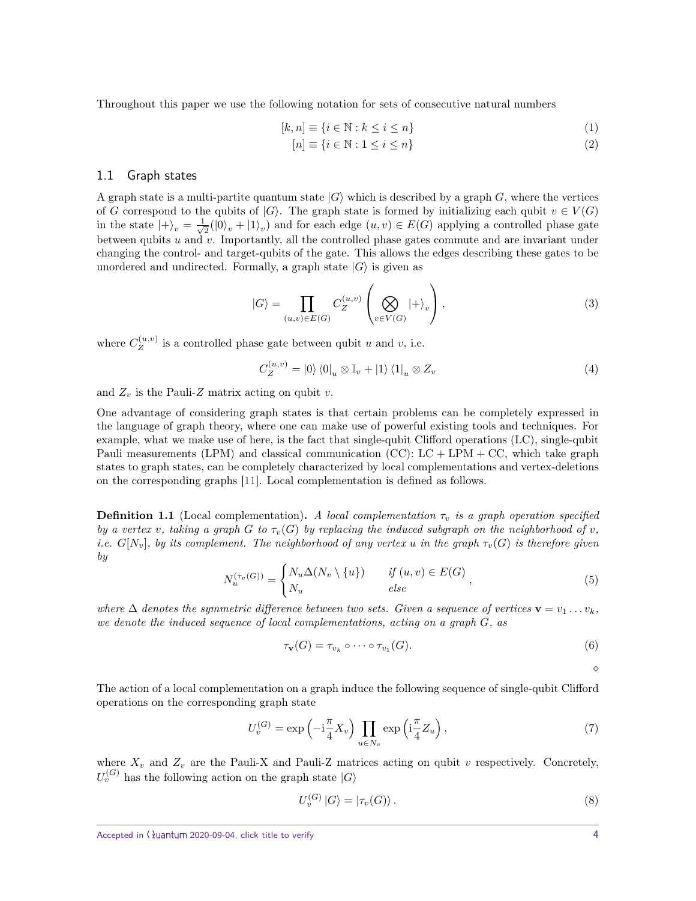Throughout this paper we use the following notation for sets of consecutive natural numbers

$$[k, n] \equiv \{i \in \mathbb{N} : k \leq i \leq n\} \tag{1}$$

$$[n] \equiv \{i \in \mathbb{N} : 1 \leq i \leq n\} \tag{2}$$

## 1.1 Graph states

A graph state is a multi-partite quantum state $|G\rangle$ which is described by a graph $G$, where the vertices of $G$ correspond to the qubits of $|G\rangle$. The graph state is formed by initializing each qubit $v \in V(G)$ in the state $|+\rangle_v = \frac{1}{\sqrt{2}}(|0\rangle_v + |1\rangle_v)$ and for each edge $(u, v) \in E(G)$ applying a controlled phase gate between qubits $u$ and $v$. Importantly, all the controlled phase gates commute and are invariant under changing the control- and target-qubits of the gate. This allows the edges describing these gates to be unordered and undirected. Formally, a graph state $|G\rangle$ is given as

$$|G\rangle = \prod_{(u,v)\in E(G)} C_Z^{(u,v)} \left( \bigotimes_{v\in V(G)} |+\rangle_v \right), \tag{3}$$

where $C_Z^{(u,v)}$ is a controlled phase gate between qubit $u$ and $v$, i.e.

$$C_Z^{(u,v)} = |0\rangle \langle 0|_u \otimes \mathbb{I}_v + |1\rangle \langle 1|_u \otimes Z_v \tag{4}$$

and $Z_v$ is the Pauli-$Z$ matrix acting on qubit $v$.

One advantage of considering graph states is that certain problems can be completely expressed in the language of graph theory, where one can make use of powerful existing tools and techniques. For example, what we make use of here, is the fact that single-qubit Clifford operations (LC), single-qubit Pauli measurements (LPM) and classical communication (CC): LC + LPM + CC, which take graph states to graph states, can be completely characterized by local complementations and vertex-deletions on the corresponding graphs [11]. Local complementation is defined as follows.

**Definition 1.1** (Local complementation)**.** *A local complementation $\tau_v$ is a graph operation specified by a vertex $v$, taking a graph $G$ to $\tau_v(G)$ by replacing the induced subgraph on the neighborhood of $v$, i.e. $G[N_v]$, by its complement. The neighborhood of any vertex $u$ in the graph $\tau_v(G)$ is therefore given by*

$$N_u^{(\tau_v(G))} = \begin{cases} N_u \Delta (N_v \setminus \{u\}) & \text{if } (u,v) \in E(G) \\ N_u & \text{else} \end{cases}, \tag{5}$$

*where $\Delta$ denotes the symmetric difference between two sets. Given a sequence of vertices $\mathbf{v} = v_1 \ldots v_k$, we denote the induced sequence of local complementations, acting on a graph $G$, as*

$$\tau_{\mathbf{v}}(G) = \tau_{v_k} \circ \cdots \circ \tau_{v_1}(G). \tag{6}$$

◇

The action of a local complementation on a graph induce the following sequence of single-qubit Clifford operations on the corresponding graph state

$$U_v^{(G)} = \exp\left(-\mathrm{i}\frac{\pi}{4} X_v\right) \prod_{u\in N_v} \exp\left(\mathrm{i}\frac{\pi}{4} Z_u\right), \tag{7}$$

where $X_v$ and $Z_v$ are the Pauli-X and Pauli-Z matrices acting on qubit $v$ respectively. Concretely, $U_v^{(G)}$ has the following action on the graph state $|G\rangle$

$$U_v^{(G)} |G\rangle = |\tau_v(G)\rangle. \tag{8}$$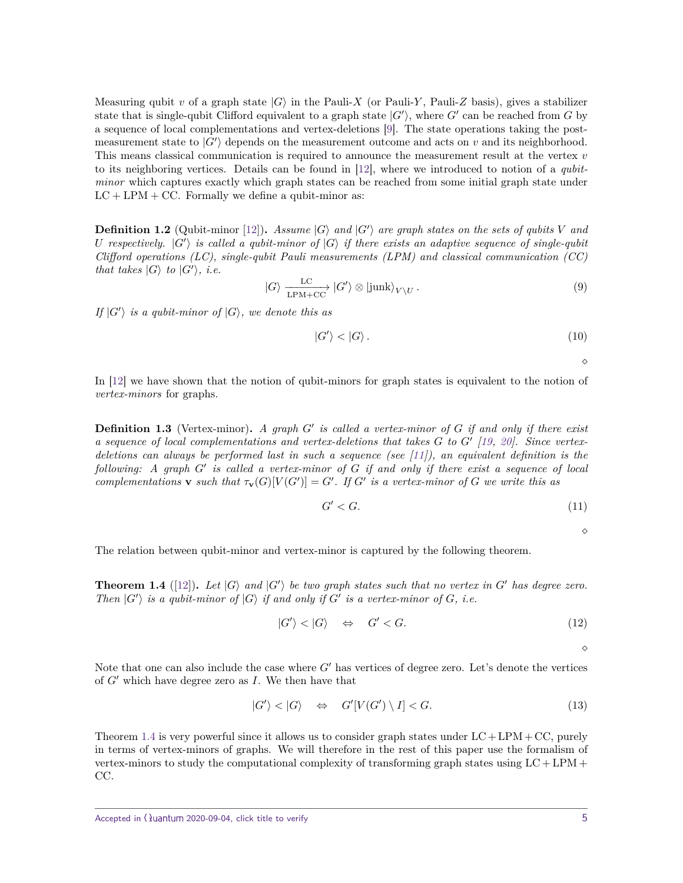Measuring qubit $v$ of a graph state $|G\rangle$ in the Pauli-$X$ (or Pauli-$Y$, Pauli-$Z$ basis), gives a stabilizer state that is single-qubit Clifford equivalent to a graph state $|G'\rangle$, where $G'$ can be reached from $G$ by a sequence of local complementations and vertex-deletions [9]. The state operations taking the post-measurement state to $|G'\rangle$ depends on the measurement outcome and acts on $v$ and its neighborhood. This means classical communication is required to announce the measurement result at the vertex $v$ to its neighboring vertices. Details can be found in [12], where we introduced to notion of a *qubit-minor* which captures exactly which graph states can be reached from some initial graph state under $\mathrm{LC} + \mathrm{LPM} + \mathrm{CC}$. Formally we define a qubit-minor as:

**Definition 1.2** (Qubit-minor [12])**.** *Assume $|G\rangle$ and $|G'\rangle$ are graph states on the sets of qubits $V$ and $U$ respectively. $|G'\rangle$ is called a qubit-minor of $|G\rangle$ if there exists an adaptive sequence of single-qubit Clifford operations (LC), single-qubit Pauli measurements (LPM) and classical communication (CC) that takes $|G\rangle$ to $|G'\rangle$, i.e.*

$$|G\rangle \xrightarrow[\mathrm{LPM+CC}]{\mathrm{LC}} |G'\rangle \otimes |\mathrm{junk}\rangle_{V\setminus U} . \tag{9}$$

*If $|G'\rangle$ is a qubit-minor of $|G\rangle$, we denote this as*

$$|G'\rangle < |G\rangle . \tag{10}$$

$\diamond$

In [12] we have shown that the notion of qubit-minors for graph states is equivalent to the notion of *vertex-minors* for graphs.

**Definition 1.3** (Vertex-minor)**.** *A graph $G'$ is called a vertex-minor of $G$ if and only if there exist a sequence of local complementations and vertex-deletions that takes $G$ to $G'$ [19, 20]. Since vertex-deletions can always be performed last in such a sequence (see [11]), an equivalent definition is the following: A graph $G'$ is called a vertex-minor of $G$ if and only if there exist a sequence of local complementations $\mathbf{v}$ such that $\tau_{\mathbf{v}}(G)[V(G')] = G'$. If $G'$ is a vertex-minor of $G$ we write this as*

$$G' < G. \tag{11}$$

$\diamond$

The relation between qubit-minor and vertex-minor is captured by the following theorem.

**Theorem 1.4** ([12])**.** *Let $|G\rangle$ and $|G'\rangle$ be two graph states such that no vertex in $G'$ has degree zero. Then $|G'\rangle$ is a qubit-minor of $|G\rangle$ if and only if $G'$ is a vertex-minor of $G$, i.e.*

$$|G'\rangle < |G\rangle \quad \Leftrightarrow \quad G' < G. \tag{12}$$

$\diamond$

Note that one can also include the case where $G'$ has vertices of degree zero. Let's denote the vertices of $G'$ which have degree zero as $I$. We then have that

$$|G'\rangle < |G\rangle \quad \Leftrightarrow \quad G'[V(G') \setminus I] < G. \tag{13}$$

Theorem 1.4 is very powerful since it allows us to consider graph states under $\mathrm{LC} + \mathrm{LPM} + \mathrm{CC}$, purely in terms of vertex-minors of graphs. We will therefore in the rest of this paper use the formalism of vertex-minors to study the computational complexity of transforming graph states using $\mathrm{LC} + \mathrm{LPM} + \mathrm{CC}$.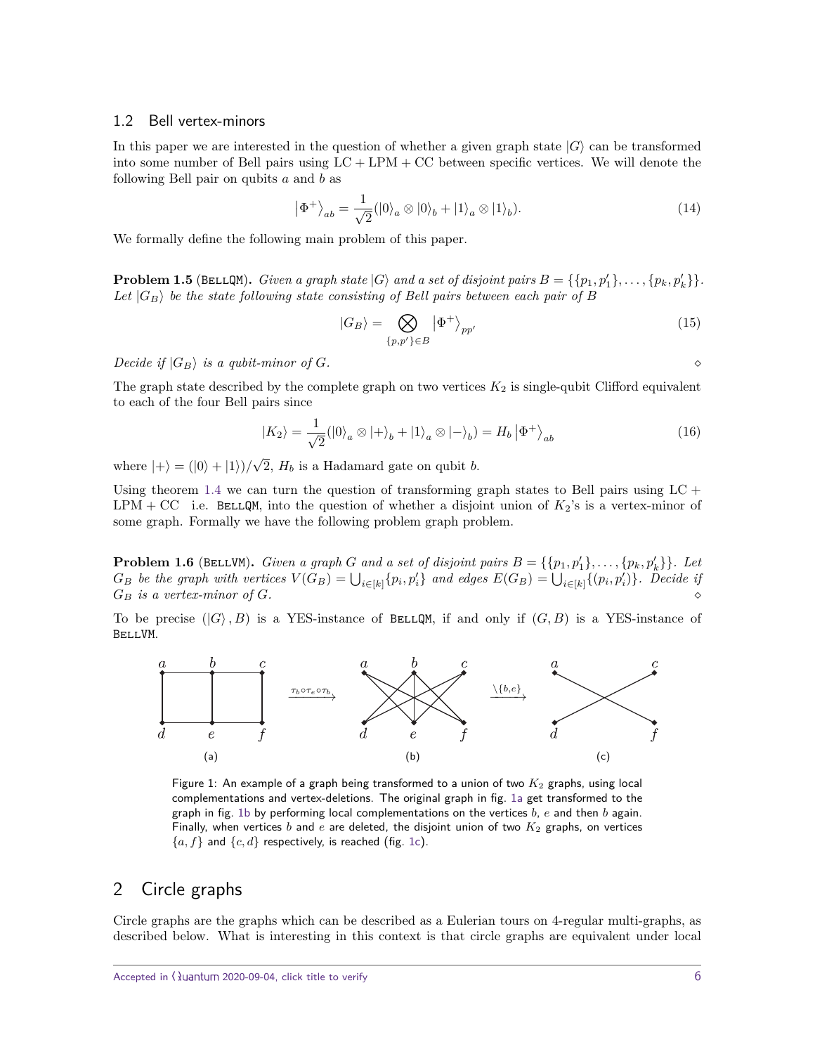### 1.2 Bell vertex-minors

In this paper we are interested in the question of whether a given graph state $|G\rangle$ can be transformed into some number of Bell pairs using LC + LPM + CC between specific vertices. We will denote the following Bell pair on qubits $a$ and $b$ as

$$\left|\Phi^+\right\rangle_{ab} = \frac{1}{\sqrt{2}}(|0\rangle_a \otimes |0\rangle_b + |1\rangle_a \otimes |1\rangle_b). \tag{14}$$

We formally define the following main problem of this paper.

**Problem 1.5** (BELLQM)**.** *Given a graph state $|G\rangle$ and a set of disjoint pairs $B = \{\{p_1, p_1'\}, \ldots, \{p_k, p_k'\}\}$. Let $|G_B\rangle$ be the state following state consisting of Bell pairs between each pair of $B$*

$$|G_B\rangle = \bigotimes_{\{p,p'\}\in B} \left|\Phi^+\right\rangle_{pp'} \tag{15}$$

*Decide if $|G_B\rangle$ is a qubit-minor of $G$.* ⋄

The graph state described by the complete graph on two vertices $K_2$ is single-qubit Clifford equivalent to each of the four Bell pairs since

$$|K_2\rangle = \frac{1}{\sqrt{2}}(|0\rangle_a \otimes |+\rangle_b + |1\rangle_a \otimes |-\rangle_b) = H_b \left|\Phi^+\right\rangle_{ab} \tag{16}$$

where $|+\rangle = (|0\rangle + |1\rangle)/\sqrt{2}$, $H_b$ is a Hadamard gate on qubit $b$.

Using theorem 1.4 we can turn the question of transforming graph states to Bell pairs using LC + LPM + CC i.e. BELLQM, into the question of whether a disjoint union of $K_2$'s is a vertex-minor of some graph. Formally we have the following problem graph problem.

**Problem 1.6** (BELLVM)**.** *Given a graph $G$ and a set of disjoint pairs $B = \{\{p_1, p_1'\}, \ldots, \{p_k, p_k'\}\}$. Let $G_B$ be the graph with vertices $V(G_B) = \bigcup_{i\in[k]}\{p_i, p_i'\}$ and edges $E(G_B) = \bigcup_{i\in[k]}\{(p_i, p_i')\}$. Decide if $G_B$ is a vertex-minor of $G$.* ⋄

To be precise $(|G\rangle, B)$ is a YES-instance of BELLQM, if and only if $(G, B)$ is a YES-instance of BELLVM.

Figure 1: An example of a graph being transformed to a union of two $K_2$ graphs, using local complementations and vertex-deletions. The original graph in fig. 1a get transformed to the graph in fig. 1b by performing local complementations on the vertices $b$, $e$ and then $b$ again. Finally, when vertices $b$ and $e$ are deleted, the disjoint union of two $K_2$ graphs, on vertices $\{a, f\}$ and $\{c, d\}$ respectively, is reached (fig. 1c).

## 2 Circle graphs

Circle graphs are the graphs which can be described as a Eulerian tours on 4-regular multi-graphs, as described below. What is interesting in this context is that circle graphs are equivalent under local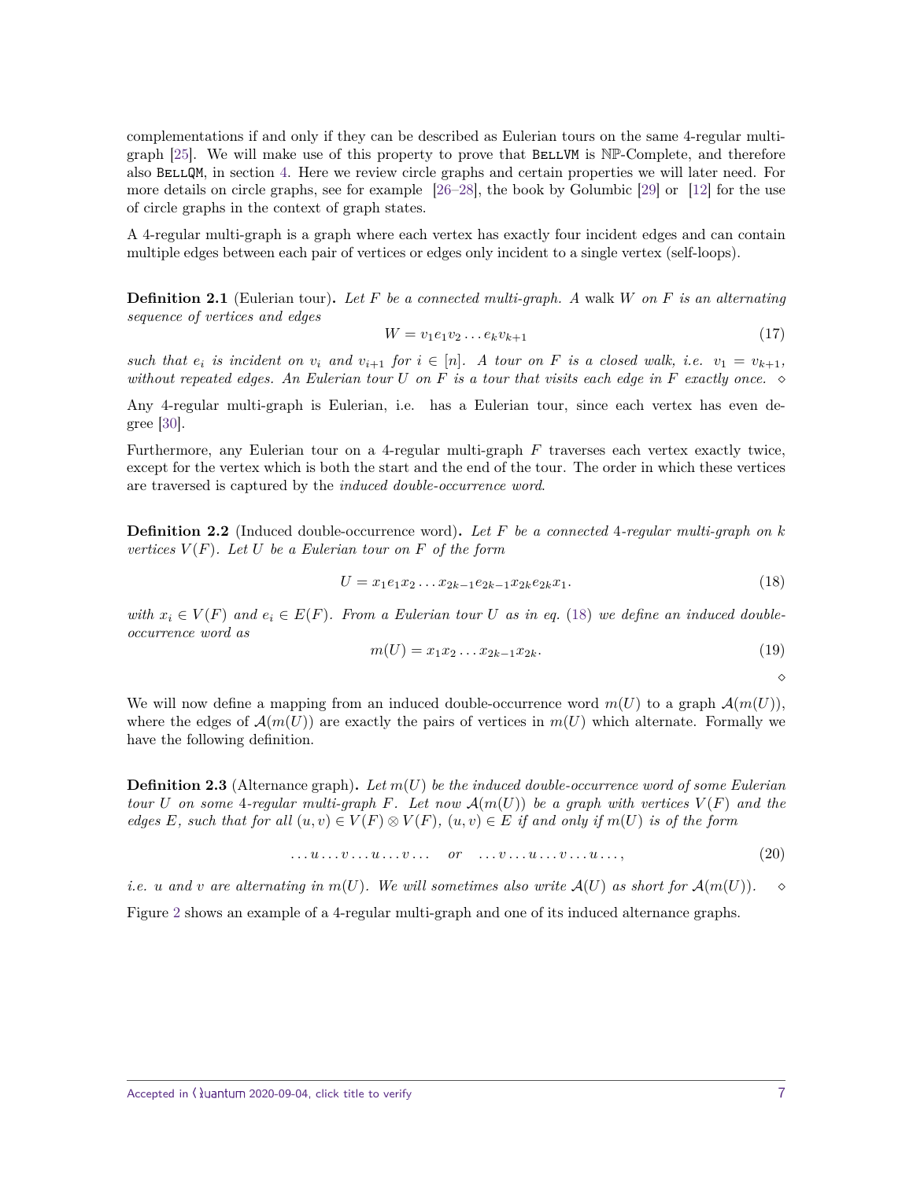complementations if and only if they can be described as Eulerian tours on the same 4-regular multi-graph [25]. We will make use of this property to prove that BellVM is $\mathbb{NP}$-Complete, and therefore also BellQM, in section 4. Here we review circle graphs and certain properties we will later need. For more details on circle graphs, see for example [26–28], the book by Golumbic [29] or [12] for the use of circle graphs in the context of graph states.

A 4-regular multi-graph is a graph where each vertex has exactly four incident edges and can contain multiple edges between each pair of vertices or edges only incident to a single vertex (self-loops).

**Definition 2.1** (Eulerian tour)**.** *Let $F$ be a connected multi-graph. A* walk *$W$ on $F$ is an alternating sequence of vertices and edges*

$$W = v_1 e_1 v_2 \dots e_k v_{k+1} \tag{17}$$

*such that $e_i$ is incident on $v_i$ and $v_{i+1}$ for $i \in [n]$. A tour on $F$ is a closed walk, i.e. $v_1 = v_{k+1}$, without repeated edges. An Eulerian tour $U$ on $F$ is a tour that visits each edge in $F$ exactly once.* $\diamond$

Any 4-regular multi-graph is Eulerian, i.e. has a Eulerian tour, since each vertex has even degree [30].

Furthermore, any Eulerian tour on a 4-regular multi-graph $F$ traverses each vertex exactly twice, except for the vertex which is both the start and the end of the tour. The order in which these vertices are traversed is captured by the *induced double-occurrence word*.

**Definition 2.2** (Induced double-occurrence word)**.** *Let $F$ be a connected 4-regular multi-graph on $k$ vertices $V(F)$. Let $U$ be a Eulerian tour on $F$ of the form*

$$U = x_1 e_1 x_2 \dots x_{2k-1} e_{2k-1} x_{2k} e_{2k} x_1. \tag{18}$$

*with $x_i \in V(F)$ and $e_i \in E(F)$. From a Eulerian tour $U$ as in eq. (18) we define an induced double-occurrence word as*

$$m(U) = x_1 x_2 \dots x_{2k-1} x_{2k}. \tag{19}$$

$\diamond$

We will now define a mapping from an induced double-occurrence word $m(U)$ to a graph $\mathcal{A}(m(U))$, where the edges of $\mathcal{A}(m(U))$ are exactly the pairs of vertices in $m(U)$ which alternate. Formally we have the following definition.

**Definition 2.3** (Alternance graph)**.** *Let $m(U)$ be the induced double-occurrence word of some Eulerian tour $U$ on some 4-regular multi-graph $F$. Let now $\mathcal{A}(m(U))$ be a graph with vertices $V(F)$ and the edges $E$, such that for all $(u,v) \in V(F) \otimes V(F)$, $(u,v) \in E$ if and only if $m(U)$ is of the form*

$$\dots u \dots v \dots u \dots v \dots \quad or \quad \dots v \dots u \dots v \dots u \dots, \tag{20}$$

*i.e. $u$ and $v$ are alternating in $m(U)$. We will sometimes also write $\mathcal{A}(U)$ as short for $\mathcal{A}(m(U))$.* $\diamond$

Figure 2 shows an example of a 4-regular multi-graph and one of its induced alternance graphs.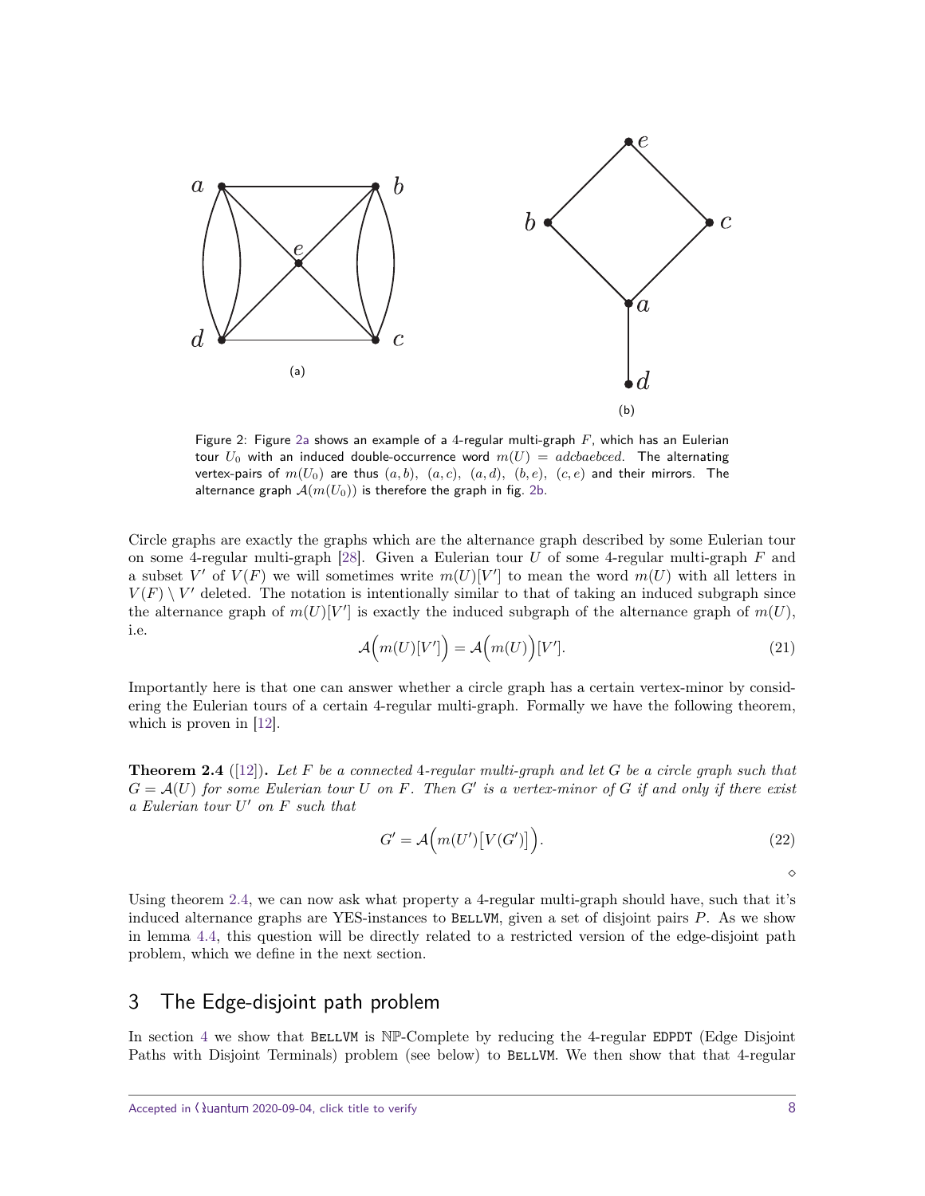Figure 2: Figure 2a shows an example of a 4-regular multi-graph $F$, which has an Eulerian tour $U_0$ with an induced double-occurrence word $m(U) = adcbaebced$. The alternating vertex-pairs of $m(U_0)$ are thus $(a,b)$, $(a,c)$, $(a,d)$, $(b,e)$, $(c,e)$ and their mirrors. The alternance graph $\mathcal{A}(m(U_0))$ is therefore the graph in fig. 2b.

Circle graphs are exactly the graphs which are the alternance graph described by some Eulerian tour on some 4-regular multi-graph [28]. Given a Eulerian tour $U$ of some 4-regular multi-graph $F$ and a subset $V'$ of $V(F)$ we will sometimes write $m(U)[V']$ to mean the word $m(U)$ with all letters in $V(F) \setminus V'$ deleted. The notation is intentionally similar to that of taking an induced subgraph since the alternance graph of $m(U)[V']$ is exactly the induced subgraph of the alternance graph of $m(U)$, i.e.

$$\mathcal{A}\Big(m(U)[V']\Big) = \mathcal{A}\Big(m(U)\Big)[V']. \tag{21}$$

Importantly here is that one can answer whether a circle graph has a certain vertex-minor by considering the Eulerian tours of a certain 4-regular multi-graph. Formally we have the following theorem, which is proven in [12].

**Theorem 2.4** ([12])**.** *Let $F$ be a connected 4-regular multi-graph and let $G$ be a circle graph such that $G = \mathcal{A}(U)$ for some Eulerian tour $U$ on $F$. Then $G'$ is a vertex-minor of $G$ if and only if there exist a Eulerian tour $U'$ on $F$ such that*

$$G' = \mathcal{A}\Big(m(U')\big[V(G')\big]\Big). \tag{22}$$

$\diamond$

Using theorem 2.4, we can now ask what property a 4-regular multi-graph should have, such that it's induced alternance graphs are YES-instances to BELLVM, given a set of disjoint pairs $P$. As we show in lemma 4.4, this question will be directly related to a restricted version of the edge-disjoint path problem, which we define in the next section.

## 3 The Edge-disjoint path problem

In section 4 we show that BELLVM is $\mathbb{NP}$-Complete by reducing the 4-regular EDPDT (Edge Disjoint Paths with Disjoint Terminals) problem (see below) to BELLVM. We then show that that 4-regular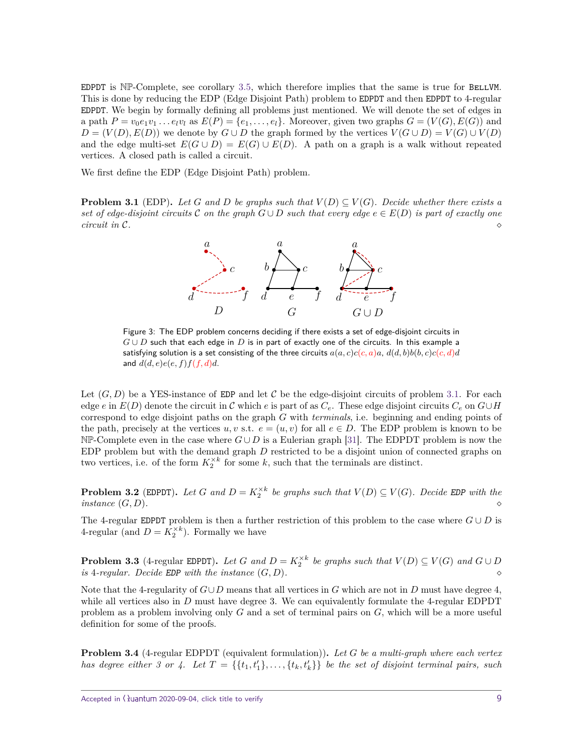EDPDT is $\mathbb{NP}$-Complete, see corollary 3.5, which therefore implies that the same is true for BellVM. This is done by reducing the EDP (Edge Disjoint Path) problem to EDPDT and then EDPDT to 4-regular EDPDT. We begin by formally defining all problems just mentioned. We will denote the set of edges in a path $P = v_0 e_1 v_1 \ldots e_l v_l$ as $E(P) = \{e_1, \ldots, e_l\}$. Moreover, given two graphs $G = (V(G), E(G))$ and $D = (V(D), E(D))$ we denote by $G \cup D$ the graph formed by the vertices $V(G \cup D) = V(G) \cup V(D)$ and the edge multi-set $E(G \cup D) = E(G) \cup E(D)$. A path on a graph is a walk without repeated vertices. A closed path is called a circuit.

We first define the EDP (Edge Disjoint Path) problem.

**Problem 3.1** (EDP). *Let $G$ and $D$ be graphs such that $V(D) \subseteq V(G)$. Decide whether there exists a set of edge-disjoint circuits $\mathcal{C}$ on the graph $G \cup D$ such that every edge $e \in E(D)$ is part of exactly one circuit in $\mathcal{C}$.* ⋄

Figure 3: The EDP problem concerns deciding if there exists a set of edge-disjoint circuits in $G \cup D$ such that each edge in $D$ is in part of exactly one of the circuits. In this example a satisfying solution is a set consisting of the three circuits $a(a,c)c(c,a)a$, $d(d,b)b(b,c)c(c,d)d$ and $d(d,e)e(e,f)f(f,d)d$.

Let $(G, D)$ be a YES-instance of EDP and let $\mathcal{C}$ be the edge-disjoint circuits of problem 3.1. For each edge $e$ in $E(D)$ denote the circuit in $\mathcal{C}$ which $e$ is part of as $C_e$. These edge disjoint circuits $C_e$ on $G \cup H$ correspond to edge disjoint paths on the graph $G$ with *terminals*, i.e. beginning and ending points of the path, precisely at the vertices $u, v$ s.t. $e = (u, v)$ for all $e \in D$. The EDP problem is known to be $\mathbb{NP}$-Complete even in the case where $G \cup D$ is a Eulerian graph [31]. The EDPDT problem is now the EDP problem but with the demand graph $D$ restricted to be a disjoint union of connected graphs on two vertices, i.e. of the form $K_2^{\times k}$ for some $k$, such that the terminals are distinct.

**Problem 3.2** (EDPDT). *Let $G$ and $D = K_2^{\times k}$ be graphs such that $V(D) \subseteq V(G)$. Decide EDP with the instance $(G, D)$.* ⋄

The 4-regular EDPDT problem is then a further restriction of this problem to the case where $G \cup D$ is 4-regular (and $D = K_2^{\times k}$). Formally we have

**Problem 3.3** (4-regular EDPDT). *Let $G$ and $D = K_2^{\times k}$ be graphs such that $V(D) \subseteq V(G)$ and $G \cup D$ is 4-regular. Decide EDP with the instance $(G, D)$.* ⋄

Note that the 4-regularity of $G \cup D$ means that all vertices in $G$ which are not in $D$ must have degree 4, while all vertices also in $D$ must have degree 3. We can equivalently formulate the 4-regular EDPDT problem as a problem involving only $G$ and a set of terminal pairs on $G$, which will be a more useful definition for some of the proofs.

**Problem 3.4** (4-regular EDPDT (equivalent formulation)). *Let $G$ be a multi-graph where each vertex has degree either 3 or 4. Let $T = \{\{t_1, t_1'\}, \ldots, \{t_k, t_k'\}\}$ be the set of disjoint terminal pairs, such*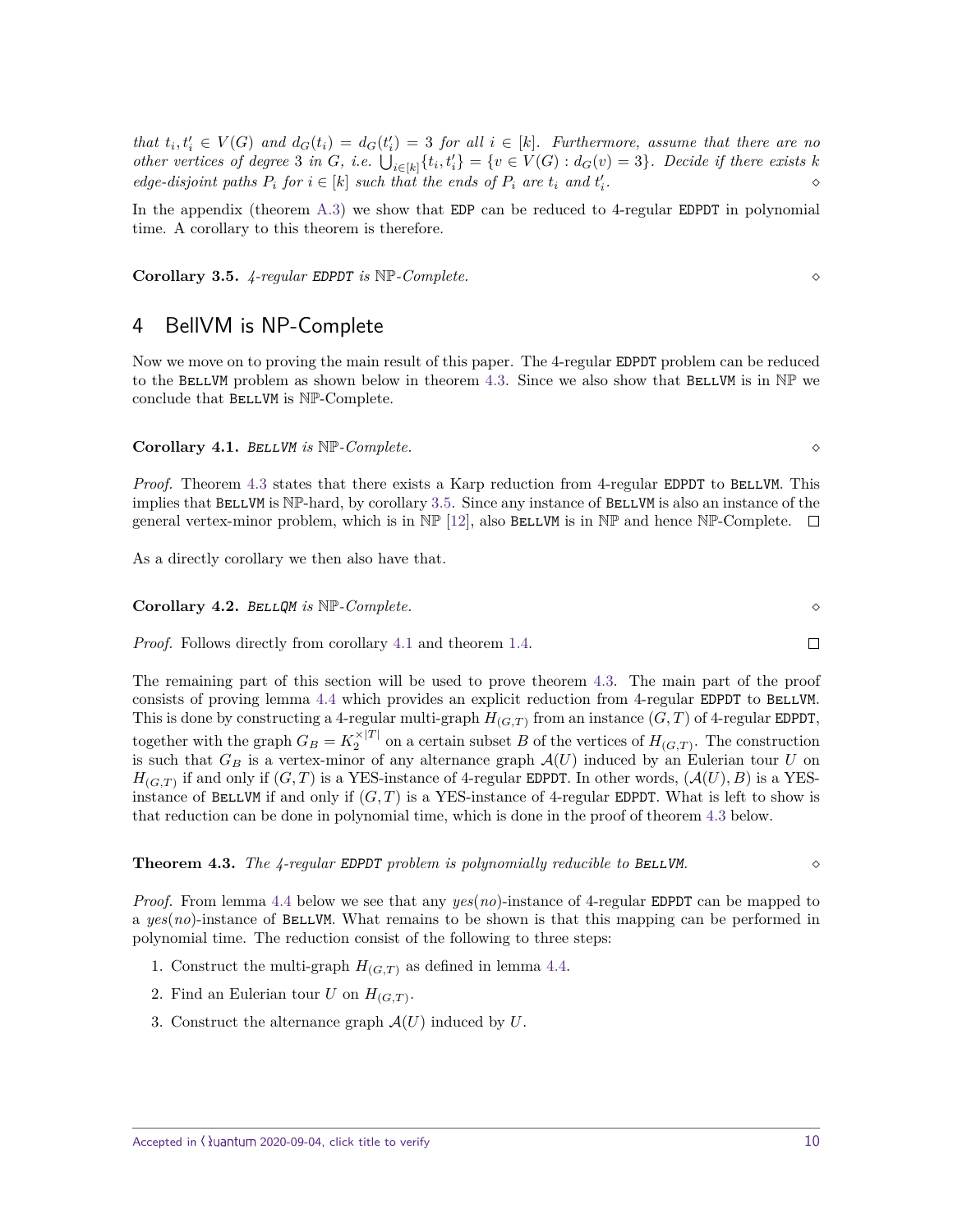*that $t_i, t'_i \in V(G)$ and $d_G(t_i) = d_G(t'_i) = 3$ for all $i \in [k]$. Furthermore, assume that there are no other vertices of degree 3 in $G$, i.e. $\bigcup_{i\in[k]}\{t_i, t'_i\} = \{v \in V(G) : d_G(v) = 3\}$. Decide if there exists $k$ edge-disjoint paths $P_i$ for $i \in [k]$ such that the ends of $P_i$ are $t_i$ and $t'_i$.* ⋄

In the appendix (theorem A.3) we show that EDP can be reduced to 4-regular EDPDT in polynomial time. A corollary to this theorem is therefore.

**Corollary 3.5.** *4-regular EDPDT is* $\mathbb{NP}$*-Complete.* ⋄

# 4 BellVM is NP-Complete

Now we move on to proving the main result of this paper. The 4-regular EDPDT problem can be reduced to the BellVM problem as shown below in theorem 4.3. Since we also show that BellVM is in $\mathbb{NP}$ we conclude that BellVM is $\mathbb{NP}$-Complete.

**Corollary 4.1.** *BellVM is* $\mathbb{NP}$*-Complete.* ⋄

*Proof.* Theorem 4.3 states that there exists a Karp reduction from 4-regular EDPDT to BellVM. This implies that BellVM is $\mathbb{NP}$-hard, by corollary 3.5. Since any instance of BellVM is also an instance of the general vertex-minor problem, which is in $\mathbb{NP}$ [12], also BellVM is in $\mathbb{NP}$ and hence $\mathbb{NP}$-Complete. □

As a directly corollary we then also have that.

**Corollary 4.2.** *BellQM is* $\mathbb{NP}$*-Complete.* ⋄

*Proof.* Follows directly from corollary 4.1 and theorem 1.4. □

The remaining part of this section will be used to prove theorem 4.3. The main part of the proof consists of proving lemma 4.4 which provides an explicit reduction from 4-regular EDPDT to BellVM. This is done by constructing a 4-regular multi-graph $H_{(G,T)}$ from an instance $(G,T)$ of 4-regular EDPDT, together with the graph $G_B = K_2^{\times|T|}$ on a certain subset $B$ of the vertices of $H_{(G,T)}$. The construction is such that $G_B$ is a vertex-minor of any alternance graph $\mathcal{A}(U)$ induced by an Eulerian tour $U$ on $H_{(G,T)}$ if and only if $(G,T)$ is a YES-instance of 4-regular EDPDT. In other words, $(\mathcal{A}(U), B)$ is a YES-instance of BellVM if and only if $(G,T)$ is a YES-instance of 4-regular EDPDT. What is left to show is that reduction can be done in polynomial time, which is done in the proof of theorem 4.3 below.

**Theorem 4.3.** *The 4-regular EDPDT problem is polynomially reducible to BellVM.* ⋄

*Proof.* From lemma 4.4 below we see that any *yes*(*no*)-instance of 4-regular EDPDT can be mapped to a *yes*(*no*)-instance of BellVM. What remains to be shown is that this mapping can be performed in polynomial time. The reduction consist of the following to three steps:

1. Construct the multi-graph $H_{(G,T)}$ as defined in lemma 4.4.
2. Find an Eulerian tour $U$ on $H_{(G,T)}$.
3. Construct the alternance graph $\mathcal{A}(U)$ induced by $U$.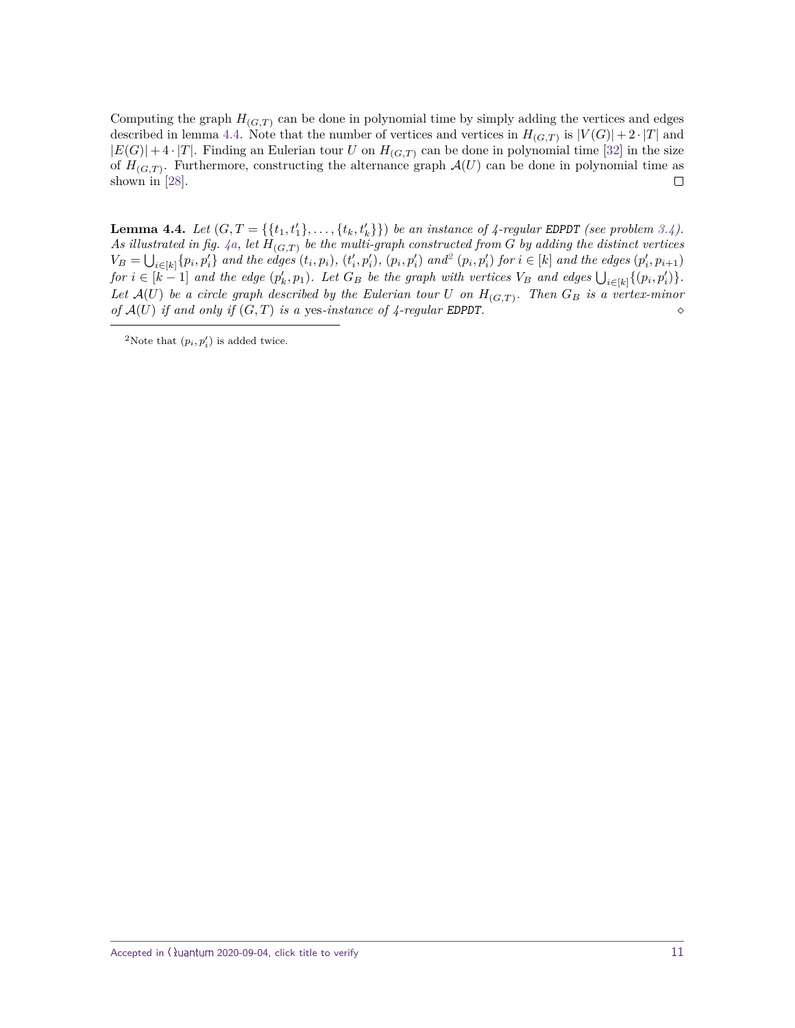Computing the graph $H_{(G,T)}$ can be done in polynomial time by simply adding the vertices and edges described in lemma 4.4. Note that the number of vertices and vertices in $H_{(G,T)}$ is $|V(G)| + 2 \cdot |T|$ and $|E(G)| + 4 \cdot |T|$. Finding an Eulerian tour $U$ on $H_{(G,T)}$ can be done in polynomial time [32] in the size of $H_{(G,T)}$. Furthermore, constructing the alternance graph $\mathcal{A}(U)$ can be done in polynomial time as shown in [28]. □

**Lemma 4.4.** *Let $(G, T = \{\{t_1, t'_1\}, \ldots, \{t_k, t'_k\}\})$ be an instance of 4-regular* `EDPDT` *(see problem 3.4). As illustrated in fig. 4a, let $H_{(G,T)}$ be the multi-graph constructed from $G$ by adding the distinct vertices $V_B = \bigcup_{i\in[k]}\{p_i, p'_i\}$ and the edges $(t_i, p_i)$, $(t'_i, p'_i)$, $(p_i, p'_i)$ and[2] $(p_i, p'_i)$ for $i \in [k]$ and the edges $(p'_i, p_{i+1})$ for $i \in [k-1]$ and the edge $(p'_k, p_1)$. Let $G_B$ be the graph with vertices $V_B$ and edges $\bigcup_{i\in[k]}\{(p_i, p'_i)\}$. Let $\mathcal{A}(U)$ be a circle graph described by the Eulerian tour $U$ on $H_{(G,T)}$. Then $G_B$ is a vertex-minor of $\mathcal{A}(U)$ if and only if $(G, T)$ is a* yes*-instance of 4-regular* `EDPDT`*.* ◇

[2] Note that $(p_i, p'_i)$ is added twice.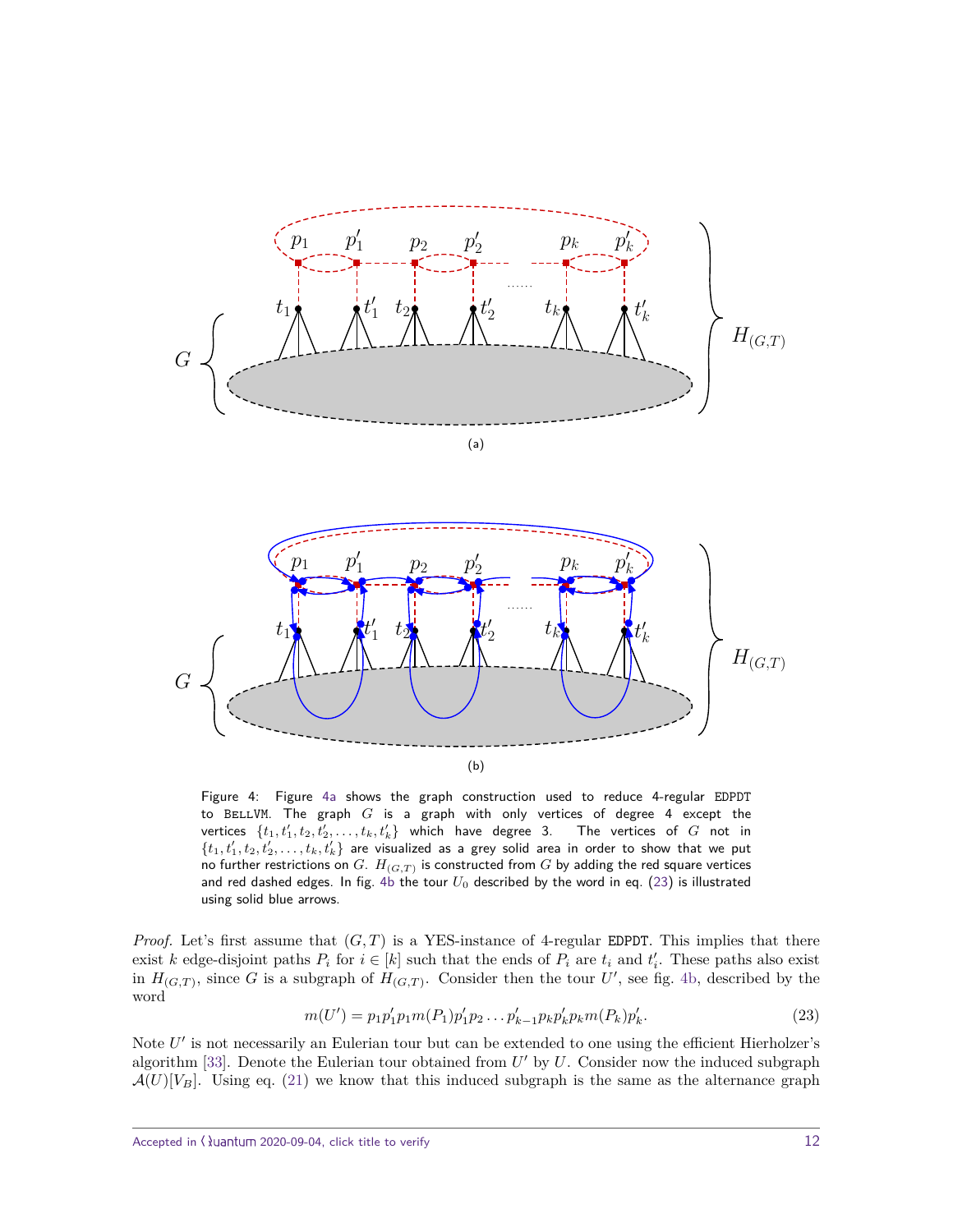Figure 4: Figure 4a shows the graph construction used to reduce 4-regular EDPDT to BELLVM. The graph $G$ is a graph with only vertices of degree 4 except the vertices $\{t_1, t_1', t_2, t_2', \ldots, t_k, t_k'\}$ which have degree 3. The vertices of $G$ not in $\{t_1, t_1', t_2, t_2', \ldots, t_k, t_k'\}$ are visualized as a grey solid area in order to show that we put no further restrictions on $G$. $H_{(G,T)}$ is constructed from $G$ by adding the red square vertices and red dashed edges. In fig. 4b the tour $U_0$ described by the word in eq. (23) is illustrated using solid blue arrows.

*Proof.* Let's first assume that $(G, T)$ is a YES-instance of 4-regular EDPDT. This implies that there exist $k$ edge-disjoint paths $P_i$ for $i \in [k]$ such that the ends of $P_i$ are $t_i$ and $t_i'$. These paths also exist in $H_{(G,T)}$, since $G$ is a subgraph of $H_{(G,T)}$. Consider then the tour $U'$, see fig. 4b, described by the word

$$m(U') = p_1 p_1' p_1 m(P_1) p_1' p_2 \ldots p_{k-1}' p_k p_k' p_k m(P_k) p_k'. \tag{23}$$

Note $U'$ is not necessarily an Eulerian tour but can be extended to one using the efficient Hierholzer's algorithm [33]. Denote the Eulerian tour obtained from $U'$ by $U$. Consider now the induced subgraph $\mathcal{A}(U)[V_B]$. Using eq. (21) we know that this induced subgraph is the same as the alternance graph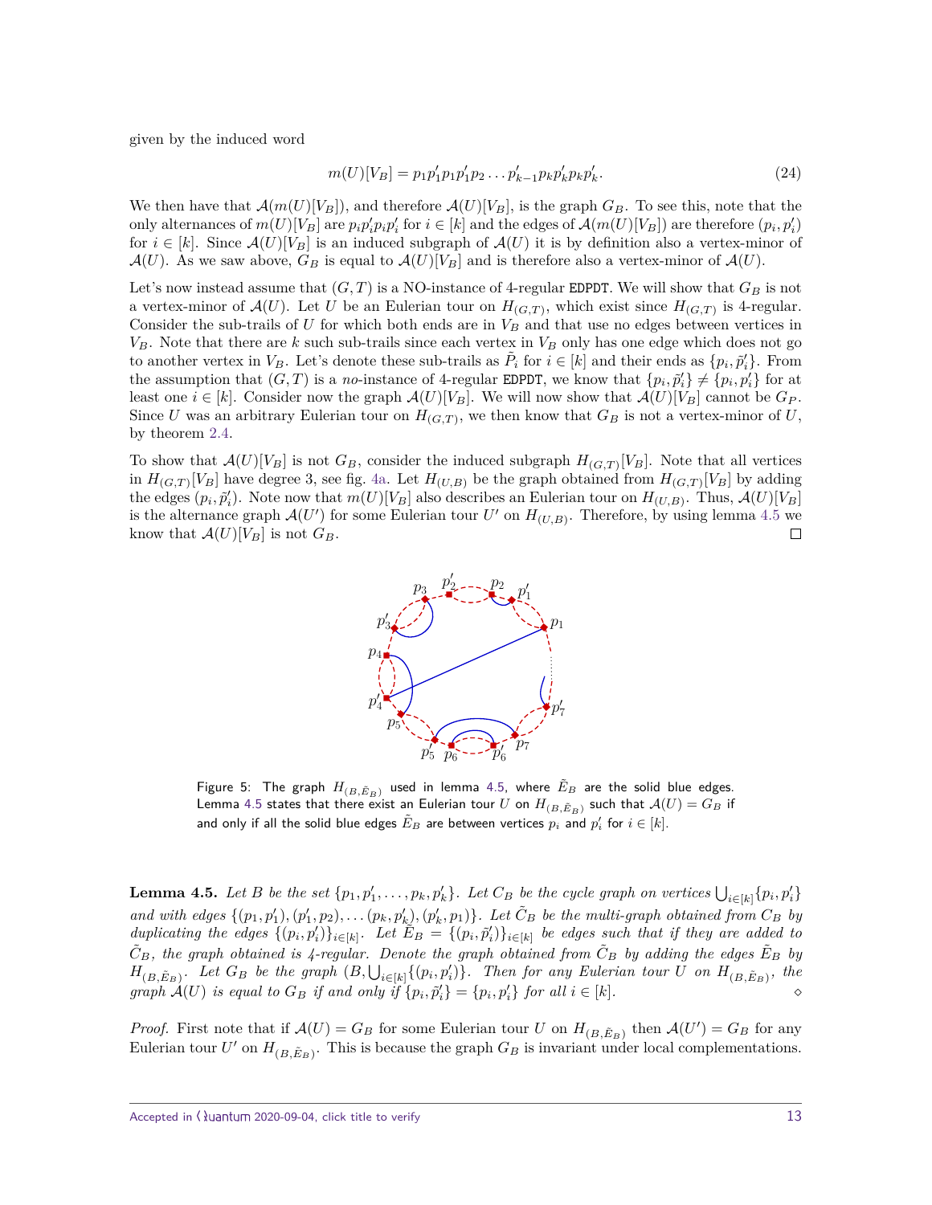given by the induced word

$$m(U)[V_B] = p_1 p_1' p_1 p_1' p_2 \dots p_{k-1}' p_k p_k' p_k p_k'. \tag{24}$$

We then have that $\mathcal{A}(m(U)[V_B])$, and therefore $\mathcal{A}(U)[V_B]$, is the graph $G_B$. To see this, note that the only alternances of $m(U)[V_B]$ are $p_i p_i' p_i p_i'$ for $i \in [k]$ and the edges of $\mathcal{A}(m(U)[V_B])$ are therefore $(p_i, p_i')$ for $i \in [k]$. Since $\mathcal{A}(U)[V_B]$ is an induced subgraph of $\mathcal{A}(U)$ it is by definition also a vertex-minor of $\mathcal{A}(U)$. As we saw above, $G_B$ is equal to $\mathcal{A}(U)[V_B]$ and is therefore also a vertex-minor of $\mathcal{A}(U)$.

Let's now instead assume that $(G, T)$ is a NO-instance of 4-regular EDPDT. We will show that $G_B$ is not a vertex-minor of $\mathcal{A}(U)$. Let $U$ be an Eulerian tour on $H_{(G,T)}$, which exist since $H_{(G,T)}$ is 4-regular. Consider the sub-trails of $U$ for which both ends are in $V_B$ and that use no edges between vertices in $V_B$. Note that there are $k$ such sub-trails since each vertex in $V_B$ only has one edge which does not go to another vertex in $V_B$. Let's denote these sub-trails as $\tilde{P}_i$ for $i \in [k]$ and their ends as $\{p_i, \tilde{p}_i'\}$. From the assumption that $(G, T)$ is a *no*-instance of 4-regular EDPDT, we know that $\{p_i, \tilde{p}_i'\} \neq \{p_i, p_i'\}$ for at least one $i \in [k]$. Consider now the graph $\mathcal{A}(U)[V_B]$. We will now show that $\mathcal{A}(U)[V_B]$ cannot be $G_P$. Since $U$ was an arbitrary Eulerian tour on $H_{(G,T)}$, we then know that $G_B$ is not a vertex-minor of $U$, by theorem 2.4.

To show that $\mathcal{A}(U)[V_B]$ is not $G_B$, consider the induced subgraph $H_{(G,T)}[V_B]$. Note that all vertices in $H_{(G,T)}[V_B]$ have degree 3, see fig. 4a. Let $H_{(U,B)}$ be the graph obtained from $H_{(G,T)}[V_B]$ by adding the edges $(p_i, \tilde{p}_i')$. Note now that $m(U)[V_B]$ also describes an Eulerian tour on $H_{(U,B)}$. Thus, $\mathcal{A}(U)[V_B]$ is the alternance graph $\mathcal{A}(U')$ for some Eulerian tour $U'$ on $H_{(U,B)}$. Therefore, by using lemma 4.5 we know that $\mathcal{A}(U)[V_B]$ is not $G_B$. $\square$

Figure 5: The graph $H_{(B,\tilde{E}_B)}$ used in lemma 4.5, where $\tilde{E}_B$ are the solid blue edges. Lemma 4.5 states that there exist an Eulerian tour $U$ on $H_{(B,\tilde{E}_B)}$ such that $\mathcal{A}(U) = G_B$ if and only if all the solid blue edges $\tilde{E}_B$ are between vertices $p_i$ and $p_i'$ for $i \in [k]$.

**Lemma 4.5.** *Let $B$ be the set $\{p_1, p_1', \dots, p_k, p_k'\}$. Let $C_B$ be the cycle graph on vertices $\bigcup_{i\in[k]}\{p_i, p_i'\}$ and with edges $\{(p_1, p_1'), (p_1', p_2), \dots (p_k, p_k'), (p_k', p_1)\}$. Let $\tilde{C}_B$ be the multi-graph obtained from $C_B$ by duplicating the edges $\{(p_i, p_i')\}_{i\in[k]}$. Let $\tilde{E}_B = \{(p_i, \tilde{p}_i')\}_{i\in[k]}$ be edges such that if they are added to $\tilde{C}_B$, the graph obtained is 4-regular. Denote the graph obtained from $\tilde{C}_B$ by adding the edges $\tilde{E}_B$ by $H_{(B,\tilde{E}_B)}$. Let $G_B$ be the graph $(B, \bigcup_{i\in[k]}\{(p_i, p_i')\})$. Then for any Eulerian tour $U$ on $H_{(B,\tilde{E}_B)}$, the graph $\mathcal{A}(U)$ is equal to $G_B$ if and only if $\{p_i, \tilde{p}_i'\} = \{p_i, p_i'\}$ for all $i \in [k]$.* $\diamond$

*Proof.* First note that if $\mathcal{A}(U) = G_B$ for some Eulerian tour $U$ on $H_{(B,\tilde{E}_B)}$ then $\mathcal{A}(U') = G_B$ for any Eulerian tour $U'$ on $H_{(B,\tilde{E}_B)}$. This is because the graph $G_B$ is invariant under local complementations.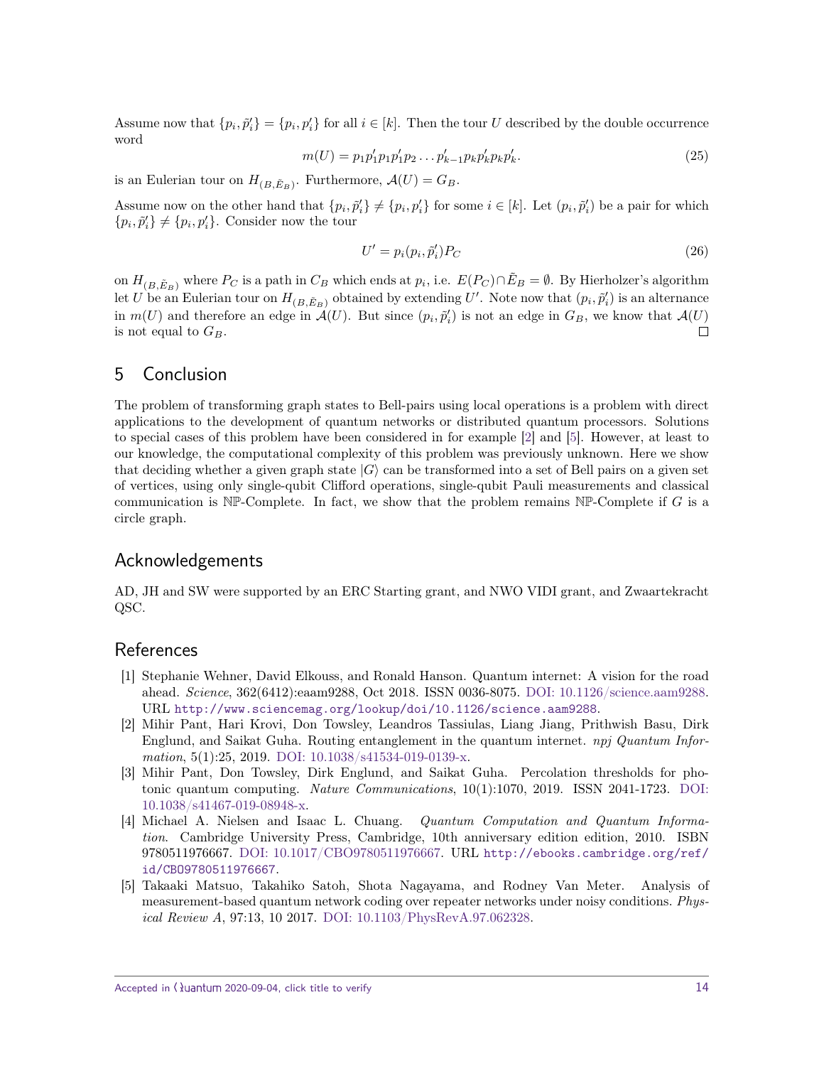Assume now that $\{p_i, \tilde{p}'_i\} = \{p_i, p'_i\}$ for all $i \in [k]$. Then the tour $U$ described by the double occurrence word

$$m(U) = p_1 p'_1 p_1 p'_1 p_2 \dots p'_{k-1} p_k p'_k p_k p'_k. \tag{25}$$

is an Eulerian tour on $H_{(B,\tilde{E}_B)}$. Furthermore, $\mathcal{A}(U) = G_B$.

Assume now on the other hand that $\{p_i, \tilde{p}'_i\} \neq \{p_i, p'_i\}$ for some $i \in [k]$. Let $(p_i, \tilde{p}'_i)$ be a pair for which $\{p_i, \tilde{p}'_i\} \neq \{p_i, p'_i\}$. Consider now the tour

$$U' = p_i (p_i, \tilde{p}'_i) P_C \tag{26}$$

on $H_{(B,\tilde{E}_B)}$ where $P_C$ is a path in $C_B$ which ends at $p_i$, i.e. $E(P_C) \cap \tilde{E}_B = \emptyset$. By Hierholzer's algorithm let $U$ be an Eulerian tour on $H_{(B,\tilde{E}_B)}$ obtained by extending $U'$. Note now that $(p_i, \tilde{p}'_i)$ is an alternance in $m(U)$ and therefore an edge in $\mathcal{A}(U)$. But since $(p_i, \tilde{p}'_i)$ is not an edge in $G_B$, we know that $\mathcal{A}(U)$ is not equal to $G_B$. □

## 5 Conclusion

The problem of transforming graph states to Bell-pairs using local operations is a problem with direct applications to the development of quantum networks or distributed quantum processors. Solutions to special cases of this problem have been considered in for example [2] and [5]. However, at least to our knowledge, the computational complexity of this problem was previously unknown. Here we show that deciding whether a given graph state $|G\rangle$ can be transformed into a set of Bell pairs on a given set of vertices, using only single-qubit Clifford operations, single-qubit Pauli measurements and classical communication is $\mathbb{NP}$-Complete. In fact, we show that the problem remains $\mathbb{NP}$-Complete if $G$ is a circle graph.

## Acknowledgements

AD, JH and SW were supported by an ERC Starting grant, and NWO VIDI grant, and Zwaartekracht QSC.

## References

[1] Stephanie Wehner, David Elkouss, and Ronald Hanson. Quantum internet: A vision for the road ahead. *Science*, 362(6412):eaam9288, Oct 2018. ISSN 0036-8075. DOI: 10.1126/science.aam9288. URL http://www.sciencemag.org/lookup/doi/10.1126/science.aam9288.

[2] Mihir Pant, Hari Krovi, Don Towsley, Leandros Tassiulas, Liang Jiang, Prithwish Basu, Dirk Englund, and Saikat Guha. Routing entanglement in the quantum internet. *npj Quantum Information*, 5(1):25, 2019. DOI: 10.1038/s41534-019-0139-x.

[3] Mihir Pant, Don Towsley, Dirk Englund, and Saikat Guha. Percolation thresholds for photonic quantum computing. *Nature Communications*, 10(1):1070, 2019. ISSN 2041-1723. DOI: 10.1038/s41467-019-08948-x.

[4] Michael A. Nielsen and Isaac L. Chuang. *Quantum Computation and Quantum Information*. Cambridge University Press, Cambridge, 10th anniversary edition edition, 2010. ISBN 9780511976667. DOI: 10.1017/CBO9780511976667. URL http://ebooks.cambridge.org/ref/id/CBO9780511976667.

[5] Takaaki Matsuo, Takahiko Satoh, Shota Nagayama, and Rodney Van Meter. Analysis of measurement-based quantum network coding over repeater networks under noisy conditions. *Physical Review A*, 97:13, 10 2017. DOI: 10.1103/PhysRevA.97.062328.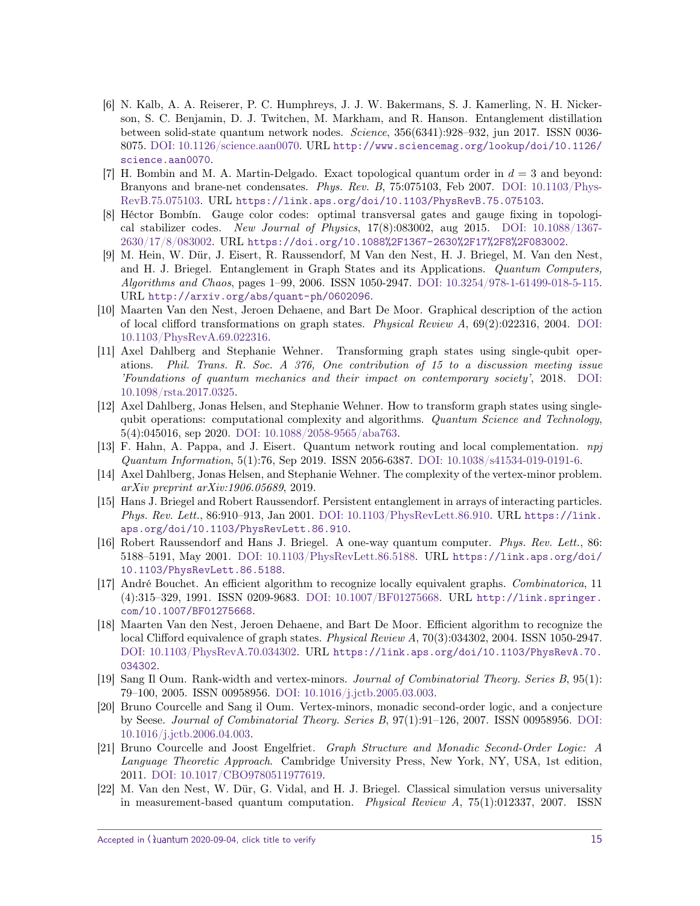[6] N. Kalb, A. A. Reiserer, P. C. Humphreys, J. J. W. Bakermans, S. J. Kamerling, N. H. Nickerson, S. C. Benjamin, D. J. Twitchen, M. Markham, and R. Hanson. Entanglement distillation between solid-state quantum network nodes. *Science*, 356(6341):928–932, jun 2017. ISSN 0036-8075. DOI: 10.1126/science.aan0070. URL http://www.sciencemag.org/lookup/doi/10.1126/science.aan0070.

[7] H. Bombin and M. A. Martin-Delgado. Exact topological quantum order in $d = 3$ and beyond: Branyons and brane-net condensates. *Phys. Rev. B*, 75:075103, Feb 2007. DOI: 10.1103/PhysRevB.75.075103. URL https://link.aps.org/doi/10.1103/PhysRevB.75.075103.

[8] Héctor Bombín. Gauge color codes: optimal transversal gates and gauge fixing in topological stabilizer codes. *New Journal of Physics*, 17(8):083002, aug 2015. DOI: 10.1088/1367-2630/17/8/083002. URL https://doi.org/10.1088%2F1367-2630%2F17%2F8%2F083002.

[9] M. Hein, W. Dür, J. Eisert, R. Raussendorf, M Van den Nest, H. J. Briegel, M. Van den Nest, and H. J. Briegel. Entanglement in Graph States and its Applications. *Quantum Computers, Algorithms and Chaos*, pages 1–99, 2006. ISSN 1050-2947. DOI: 10.3254/978-1-61499-018-5-115. URL http://arxiv.org/abs/quant-ph/0602096.

[10] Maarten Van den Nest, Jeroen Dehaene, and Bart De Moor. Graphical description of the action of local clifford transformations on graph states. *Physical Review A*, 69(2):022316, 2004. DOI: 10.1103/PhysRevA.69.022316.

[11] Axel Dahlberg and Stephanie Wehner. Transforming graph states using single-qubit operations. *Phil. Trans. R. Soc. A 376, One contribution of 15 to a discussion meeting issue 'Foundations of quantum mechanics and their impact on contemporary society'*, 2018. DOI: 10.1098/rsta.2017.0325.

[12] Axel Dahlberg, Jonas Helsen, and Stephanie Wehner. How to transform graph states using single-qubit operations: computational complexity and algorithms. *Quantum Science and Technology*, 5(4):045016, sep 2020. DOI: 10.1088/2058-9565/aba763.

[13] F. Hahn, A. Pappa, and J. Eisert. Quantum network routing and local complementation. *npj Quantum Information*, 5(1):76, Sep 2019. ISSN 2056-6387. DOI: 10.1038/s41534-019-0191-6.

[14] Axel Dahlberg, Jonas Helsen, and Stephanie Wehner. The complexity of the vertex-minor problem. *arXiv preprint arXiv:1906.05689*, 2019.

[15] Hans J. Briegel and Robert Raussendorf. Persistent entanglement in arrays of interacting particles. *Phys. Rev. Lett.*, 86:910–913, Jan 2001. DOI: 10.1103/PhysRevLett.86.910. URL https://link.aps.org/doi/10.1103/PhysRevLett.86.910.

[16] Robert Raussendorf and Hans J. Briegel. A one-way quantum computer. *Phys. Rev. Lett.*, 86:5188–5191, May 2001. DOI: 10.1103/PhysRevLett.86.5188. URL https://link.aps.org/doi/10.1103/PhysRevLett.86.5188.

[17] André Bouchet. An efficient algorithm to recognize locally equivalent graphs. *Combinatorica*, 11(4):315–329, 1991. ISSN 0209-9683. DOI: 10.1007/BF01275668. URL http://link.springer.com/10.1007/BF01275668.

[18] Maarten Van den Nest, Jeroen Dehaene, and Bart De Moor. Efficient algorithm to recognize the local Clifford equivalence of graph states. *Physical Review A*, 70(3):034302, 2004. ISSN 1050-2947. DOI: 10.1103/PhysRevA.70.034302. URL https://link.aps.org/doi/10.1103/PhysRevA.70.034302.

[19] Sang Il Oum. Rank-width and vertex-minors. *Journal of Combinatorial Theory. Series B*, 95(1):79–100, 2005. ISSN 00958956. DOI: 10.1016/j.jctb.2005.03.003.

[20] Bruno Courcelle and Sang il Oum. Vertex-minors, monadic second-order logic, and a conjecture by Seese. *Journal of Combinatorial Theory. Series B*, 97(1):91–126, 2007. ISSN 00958956. DOI: 10.1016/j.jctb.2006.04.003.

[21] Bruno Courcelle and Joost Engelfriet. *Graph Structure and Monadic Second-Order Logic: A Language Theoretic Approach*. Cambridge University Press, New York, NY, USA, 1st edition, 2011. DOI: 10.1017/CBO9780511977619.

[22] M. Van den Nest, W. Dür, G. Vidal, and H. J. Briegel. Classical simulation versus universality in measurement-based quantum computation. *Physical Review A*, 75(1):012337, 2007. ISSN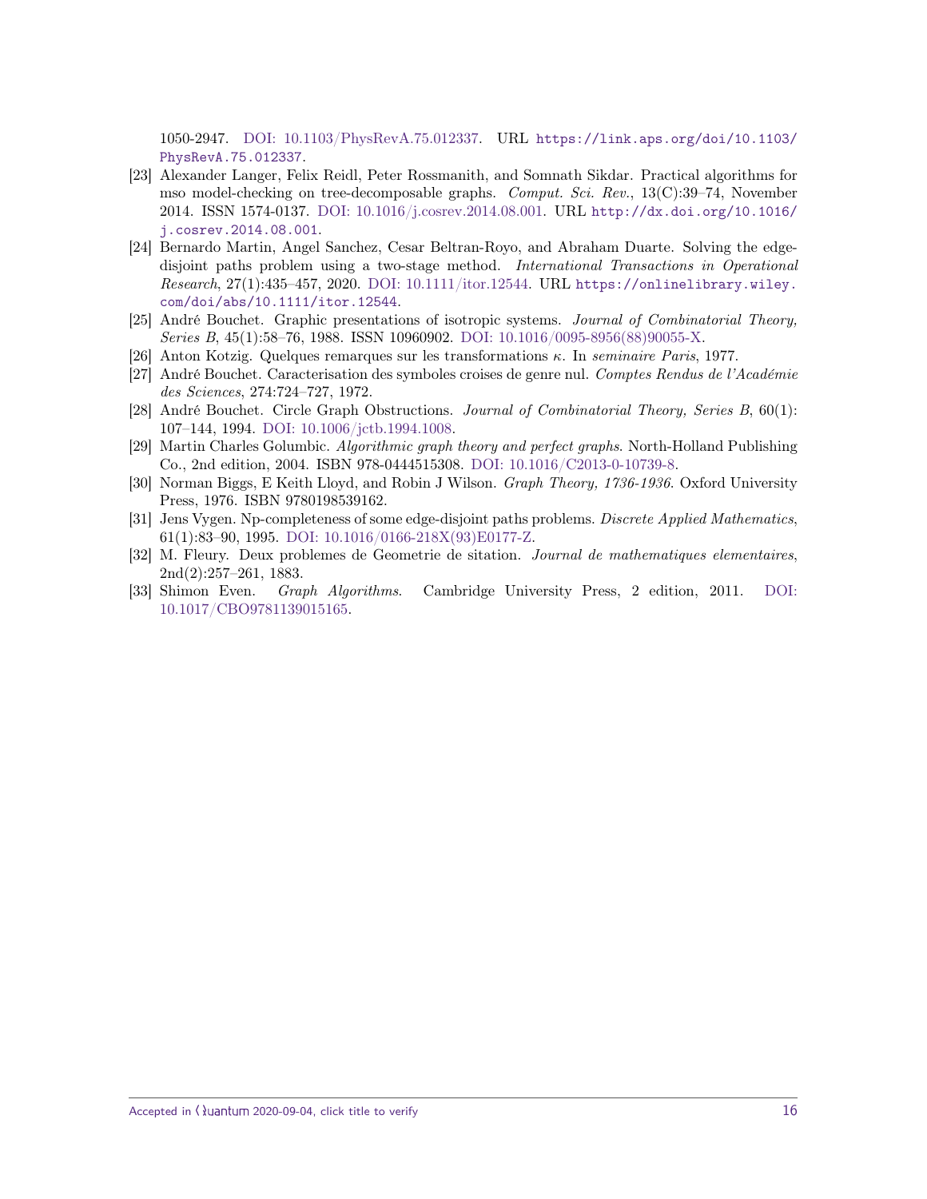1050-2947. DOI: 10.1103/PhysRevA.75.012337. URL https://link.aps.org/doi/10.1103/PhysRevA.75.012337.

[23] Alexander Langer, Felix Reidl, Peter Rossmanith, and Somnath Sikdar. Practical algorithms for mso model-checking on tree-decomposable graphs. *Comput. Sci. Rev.*, 13(C):39–74, November 2014. ISSN 1574-0137. DOI: 10.1016/j.cosrev.2014.08.001. URL http://dx.doi.org/10.1016/j.cosrev.2014.08.001.

[24] Bernardo Martin, Angel Sanchez, Cesar Beltran-Royo, and Abraham Duarte. Solving the edge-disjoint paths problem using a two-stage method. *International Transactions in Operational Research*, 27(1):435–457, 2020. DOI: 10.1111/itor.12544. URL https://onlinelibrary.wiley.com/doi/abs/10.1111/itor.12544.

[25] André Bouchet. Graphic presentations of isotropic systems. *Journal of Combinatorial Theory, Series B*, 45(1):58–76, 1988. ISSN 10960902. DOI: 10.1016/0095-8956(88)90055-X.

[26] Anton Kotzig. Quelques remarques sur les transformations $\kappa$. In *seminaire Paris*, 1977.

[27] André Bouchet. Caracterisation des symboles croises de genre nul. *Comptes Rendus de l'Académie des Sciences*, 274:724–727, 1972.

[28] André Bouchet. Circle Graph Obstructions. *Journal of Combinatorial Theory, Series B*, 60(1): 107–144, 1994. DOI: 10.1006/jctb.1994.1008.

[29] Martin Charles Golumbic. *Algorithmic graph theory and perfect graphs*. North-Holland Publishing Co., 2nd edition, 2004. ISBN 978-0444515308. DOI: 10.1016/C2013-0-10739-8.

[30] Norman Biggs, E Keith Lloyd, and Robin J Wilson. *Graph Theory, 1736-1936*. Oxford University Press, 1976. ISBN 9780198539162.

[31] Jens Vygen. Np-completeness of some edge-disjoint paths problems. *Discrete Applied Mathematics*, 61(1):83–90, 1995. DOI: 10.1016/0166-218X(93)E0177-Z.

[32] M. Fleury. Deux problemes de Geometrie de sitation. *Journal de mathematiques elementaires*, 2nd(2):257–261, 1883.

[33] Shimon Even. *Graph Algorithms*. Cambridge University Press, 2 edition, 2011. DOI: 10.1017/CBO9781139015165.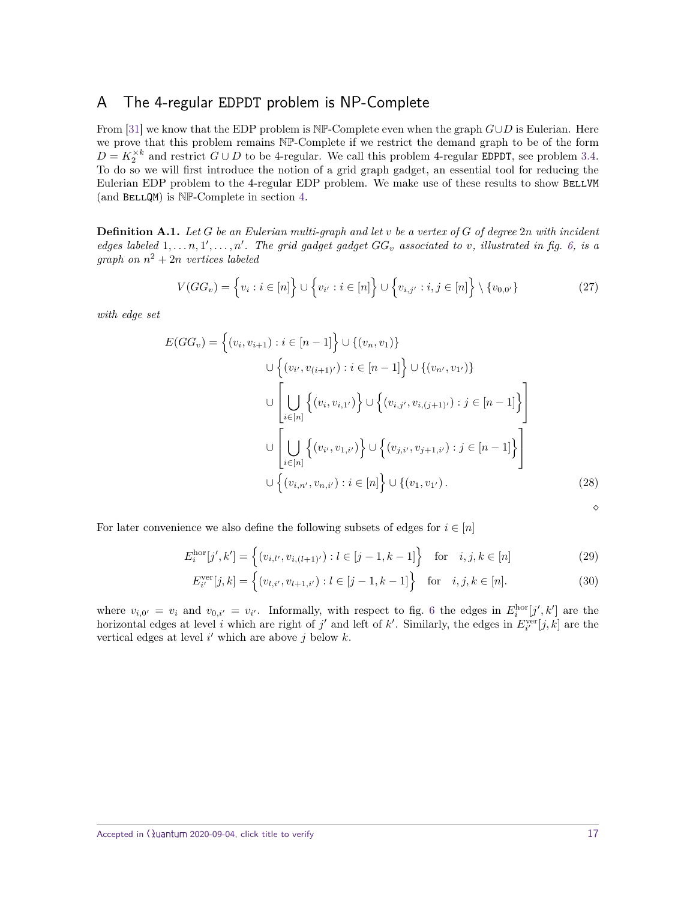# A The 4-regular EDPDT problem is NP-Complete

From [31] we know that the EDP problem is $\mathbb{NP}$-Complete even when the graph $G \cup D$ is Eulerian. Here we prove that this problem remains $\mathbb{NP}$-Complete if we restrict the demand graph to be of the form $D = K_2^{\times k}$ and restrict $G \cup D$ to be 4-regular. We call this problem 4-regular EDPDT, see problem 3.4. To do so we will first introduce the notion of a grid graph gadget, an essential tool for reducing the Eulerian EDP problem to the 4-regular EDP problem. We make use of these results to show BellVM (and BellQM) is $\mathbb{NP}$-Complete in section 4.

**Definition A.1.** *Let $G$ be an Eulerian multi-graph and let $v$ be a vertex of $G$ of degree $2n$ with incident edges labeled $1, \ldots n, 1', \ldots, n'$. The grid gadget gadget $GG_v$ associated to $v$, illustrated in fig. 6, is a graph on $n^2 + 2n$ vertices labeled*

$$V(GG_v) = \Big\{v_i : i \in [n]\Big\} \cup \Big\{v_{i'} : i \in [n]\Big\} \cup \Big\{v_{i,j'} : i, j \in [n]\Big\} \setminus \{v_{0,0'}\} \tag{27}$$

*with edge set*

$$\begin{aligned} E(GG_v) = &\Big\{(v_i, v_{i+1}) : i \in [n-1]\Big\} \cup \{(v_n, v_1)\} \\ &\cup \Big\{(v_{i'}, v_{(i+1)'}) : i \in [n-1]\Big\} \cup \{(v_{n'}, v_{1'})\} \\ &\cup \left[\bigcup_{i \in [n]} \Big\{(v_i, v_{i,1'})\Big\} \cup \Big\{(v_{i,j'}, v_{i,(j+1)'}) : j \in [n-1]\Big\}\right] \\ &\cup \left[\bigcup_{i \in [n]} \Big\{(v_{i'}, v_{1,i'})\Big\} \cup \Big\{(v_{j,i'}, v_{j+1,i'}) : j \in [n-1]\Big\}\right] \\ &\cup \Big\{(v_{i,n'}, v_{n,i'}) : i \in [n]\Big\} \cup \{(v_1, v_{1'})\}. \end{aligned} \tag{28}$$

$\diamond$

For later convenience we also define the following subsets of edges for $i \in [n]$

$$E_i^{\text{hor}}[j', k'] = \Big\{(v_{i,l'}, v_{i,(l+1)'}) : l \in [j-1, k-1]\Big\} \quad \text{for} \quad i, j, k \in [n] \tag{29}$$

$$E_{i'}^{\text{ver}}[j, k] = \Big\{(v_{l,i'}, v_{l+1,i'}) : l \in [j-1, k-1]\Big\} \quad \text{for} \quad i, j, k \in [n]. \tag{30}$$

where $v_{i,0'} = v_i$ and $v_{0,i'} = v_{i'}$. Informally, with respect to fig. 6 the edges in $E_i^{\text{hor}}[j', k']$ are the horizontal edges at level $i$ which are right of $j'$ and left of $k'$. Similarly, the edges in $E_{i'}^{\text{ver}}[j, k]$ are the vertical edges at level $i'$ which are above $j$ below $k$.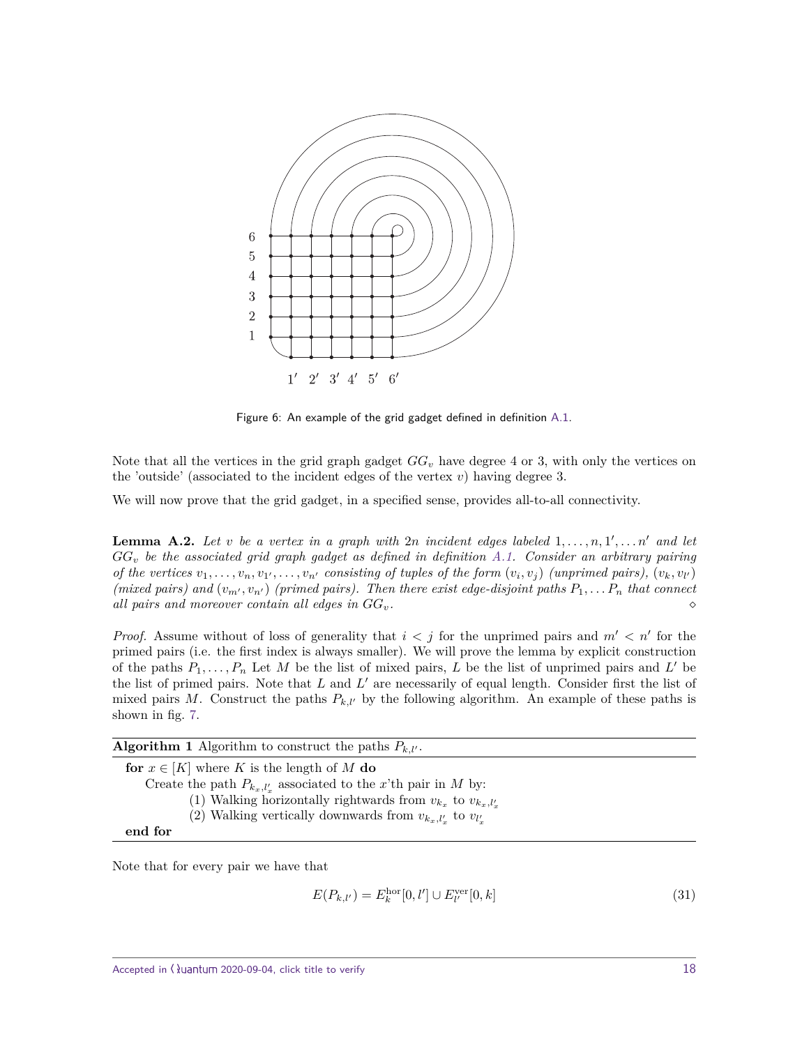Figure 6: An example of the grid gadget defined in definition A.1.

Note that all the vertices in the grid graph gadget $GG_v$ have degree 4 or 3, with only the vertices on the 'outside' (associated to the incident edges of the vertex $v$) having degree 3.

We will now prove that the grid gadget, in a specified sense, provides all-to-all connectivity.

**Lemma A.2.** *Let $v$ be a vertex in a graph with $2n$ incident edges labeled $1, \dots, n, 1', \dots n'$ and let $GG_v$ be the associated grid graph gadget as defined in definition A.1. Consider an arbitrary pairing of the vertices $v_1, \dots, v_n, v_{1'}, \dots, v_{n'}$ consisting of tuples of the form $(v_i, v_j)$ (unprimed pairs), $(v_k, v_{l'})$ (mixed pairs) and $(v_{m'}, v_{n'})$ (primed pairs). Then there exist edge-disjoint paths $P_1, \dots P_n$ that connect all pairs and moreover contain all edges in $GG_v$.* ◇

*Proof.* Assume without of loss of generality that $i < j$ for the unprimed pairs and $m' < n'$ for the primed pairs (i.e. the first index is always smaller). We will prove the lemma by explicit construction of the paths $P_1, \dots, P_n$ Let $M$ be the list of mixed pairs, $L$ be the list of unprimed pairs and $L'$ be the list of primed pairs. Note that $L$ and $L'$ are necessarily of equal length. Consider first the list of mixed pairs $M$. Construct the paths $P_{k,l'}$ by the following algorithm. An example of these paths is shown in fig. 7.

**Algorithm 1** Algorithm to construct the paths $P_{k,l'}$.

```
for x ∈ [K] where K is the length of M do
    Create the path P_{k_x, l'_x} associated to the x'th pair in M by:
        (1) Walking horizontally rightwards from v_{k_x} to v_{k_x, l'_x}
        (2) Walking vertically downwards from v_{k_x, l'_x} to v_{l'_x}
end for
```

Note that for every pair we have that

$$E(P_{k,l'}) = E_k^{\text{hor}}[0, l'] \cup E_{l'}^{\text{ver}}[0, k] \tag{31}$$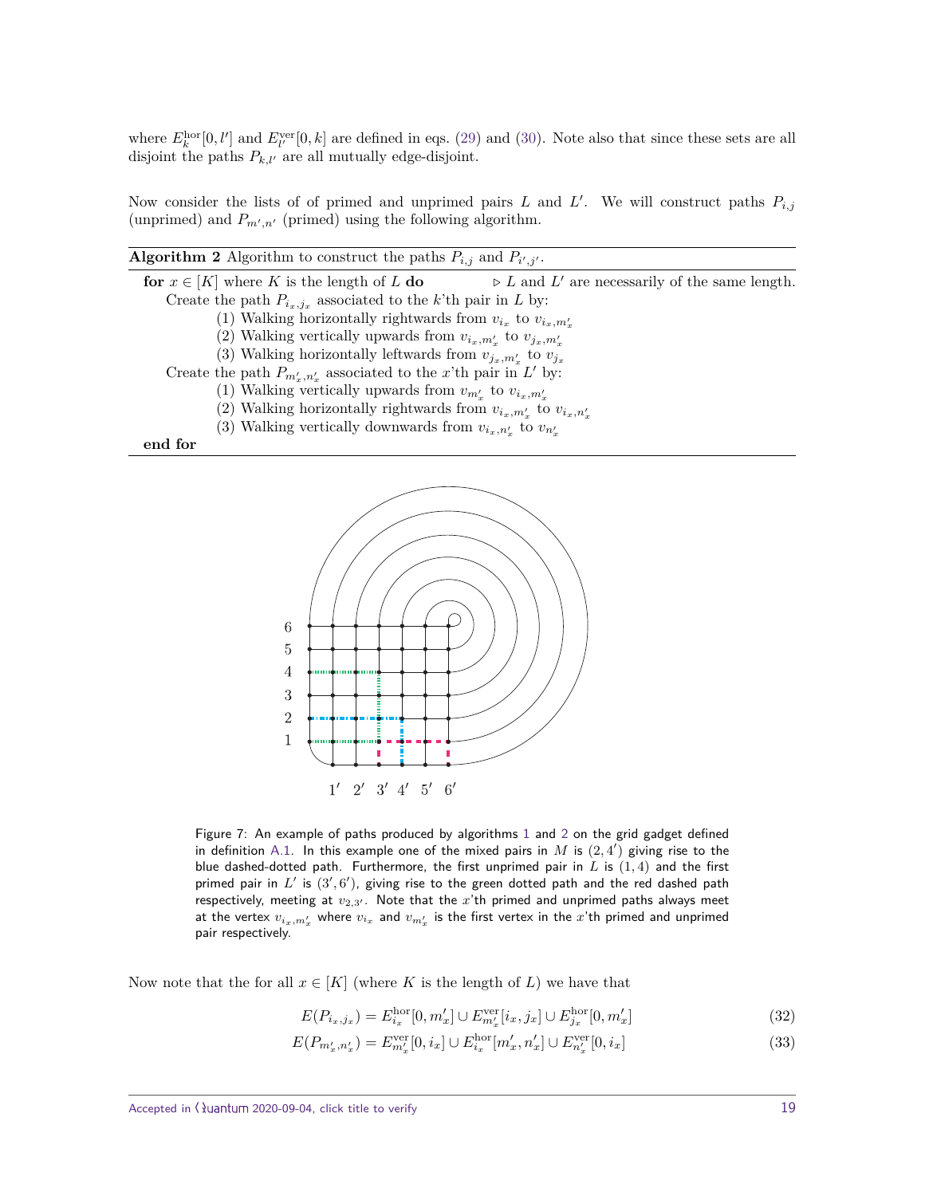where $E^{\text{hor}}_k[0, l']$ and $E^{\text{ver}}_{l'}[0, k]$ are defined in eqs. (29) and (30). Note also that since these sets are all disjoint the paths $P_{k,l'}$ are all mutually edge-disjoint.

Now consider the lists of of primed and unprimed pairs $L$ and $L'$. We will construct paths $P_{i,j}$ (unprimed) and $P_{m',n'}$ (primed) using the following algorithm.

**Algorithm 2** Algorithm to construct the paths $P_{i,j}$ and $P_{i',j'}$.

```
for x ∈ [K] where K is the length of L do          ▷ L and L' are necessarily of the same length.
    Create the path P_{i_x,j_x} associated to the k'th pair in L by:
        (1) Walking horizontally rightwards from v_{i_x} to v_{i_x,m'_x}
        (2) Walking vertically upwards from v_{i_x,m'_x} to v_{j_x,m'_x}
        (3) Walking horizontally leftwards from v_{j_x,m'_x} to v_{j_x}
    Create the path P_{m'_x,n'_x} associated to the x'th pair in L' by:
        (1) Walking vertically upwards from v_{m'_x} to v_{i_x,m'_x}
        (2) Walking horizontally rightwards from v_{i_x,m'_x} to v_{i_x,n'_x}
        (3) Walking vertically downwards from v_{i_x,n'_x} to v_{n'_x}
end for
```

Figure 7: An example of paths produced by algorithms 1 and 2 on the grid gadget defined in definition A.1. In this example one of the mixed pairs in $M$ is $(2, 4')$ giving rise to the blue dashed-dotted path. Furthermore, the first unprimed pair in $L$ is $(1, 4)$ and the first primed pair in $L'$ is $(3', 6')$, giving rise to the green dotted path and the red dashed path respectively, meeting at $v_{2,3'}$. Note that the $x$'th primed and unprimed paths always meet at the vertex $v_{i_x,m'_x}$ where $v_{i_x}$ and $v_{m'_x}$ is the first vertex in the $x$'th primed and unprimed pair respectively.

Now note that the for all $x \in [K]$ (where $K$ is the length of $L$) we have that

$$E(P_{i_x,j_x}) = E^{\text{hor}}_{i_x}[0, m'_x] \cup E^{\text{ver}}_{m'_x}[i_x, j_x] \cup E^{\text{hor}}_{j_x}[0, m'_x] \tag{32}$$

$$E(P_{m'_x,n'_x}) = E^{\text{ver}}_{m'_x}[0, i_x] \cup E^{\text{hor}}_{i_x}[m'_x, n'_x] \cup E^{\text{ver}}_{n'_x}[0, i_x] \tag{33}$$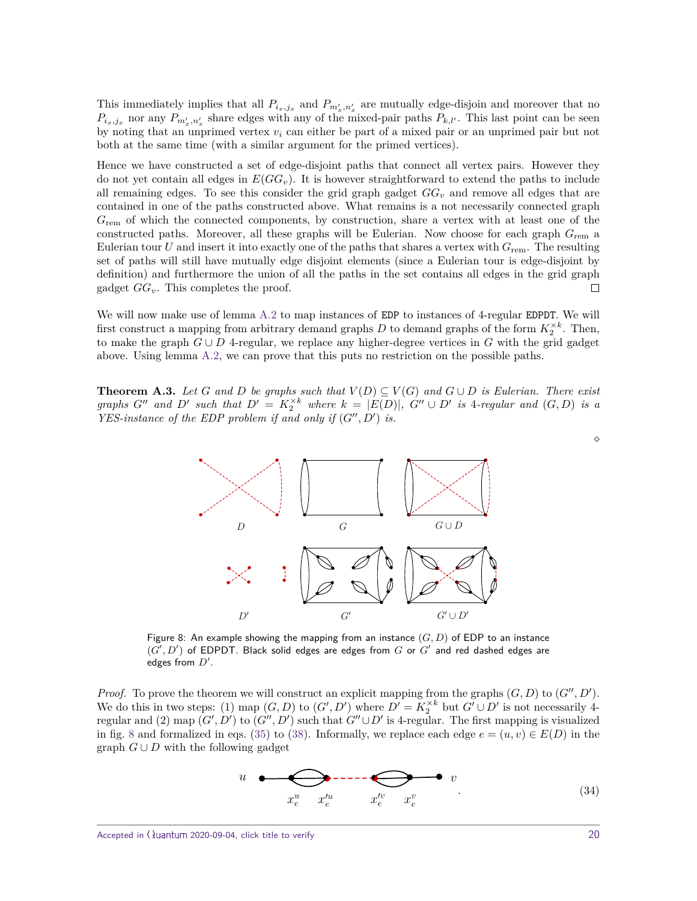This immediately implies that all $P_{i_x,j_x}$ and $P_{m'_x,n'_x}$ are mutually edge-disjoin and moreover that no $P_{i_x,j_x}$ nor any $P_{m'_x,n'_x}$ share edges with any of the mixed-pair paths $P_{k,l'}$. This last point can be seen by noting that an unprimed vertex $v_i$ can either be part of a mixed pair or an unprimed pair but not both at the same time (with a similar argument for the primed vertices).

Hence we have constructed a set of edge-disjoint paths that connect all vertex pairs. However they do not yet contain all edges in $E(GG_v)$. It is however straightforward to extend the paths to include all remaining edges. To see this consider the grid graph gadget $GG_v$ and remove all edges that are contained in one of the paths constructed above. What remains is a not necessarily connected graph $G_{\text{rem}}$ of which the connected components, by construction, share a vertex with at least one of the constructed paths. Moreover, all these graphs will be Eulerian. Now choose for each graph $G_{\text{rem}}$ a Eulerian tour $U$ and insert it into exactly one of the paths that shares a vertex with $G_{\text{rem}}$. The resulting set of paths will still have mutually edge disjoint elements (since a Eulerian tour is edge-disjoint by definition) and furthermore the union of all the paths in the set contains all edges in the grid graph gadget $GG_v$. This completes the proof. □

We will now make use of lemma A.2 to map instances of EDP to instances of 4-regular EDPDT. We will first construct a mapping from arbitrary demand graphs $D$ to demand graphs of the form $K_2^{\times k}$. Then, to make the graph $G \cup D$ 4-regular, we replace any higher-degree vertices in $G$ with the grid gadget above. Using lemma A.2, we can prove that this puts no restriction on the possible paths.

**Theorem A.3.** *Let $G$ and $D$ be graphs such that $V(D) \subseteq V(G)$ and $G \cup D$ is Eulerian. There exist graphs $G''$ and $D'$ such that $D' = K_2^{\times k}$ where $k = |E(D)|$, $G'' \cup D'$ is 4-regular and $(G, D)$ is a YES-instance of the EDP problem if and only if $(G'', D')$ is.*

◇

Figure 8: An example showing the mapping from an instance $(G, D)$ of EDP to an instance $(G', D')$ of EDPDT. Black solid edges are edges from $G$ or $G'$ and red dashed edges are edges from $D'$.

*Proof.* To prove the theorem we will construct an explicit mapping from the graphs $(G, D)$ to $(G'', D')$. We do this in two steps: (1) map $(G, D)$ to $(G', D')$ where $D' = K_2^{\times k}$ but $G' \cup D'$ is not necessarily 4-regular and (2) map $(G', D')$ to $(G'', D')$ such that $G'' \cup D'$ is 4-regular. The first mapping is visualized in fig. 8 and formalized in eqs. (35) to (38). Informally, we replace each edge $e = (u, v) \in E(D)$ in the graph $G \cup D$ with the following gadget

$$u \quad x_e^u \quad x_e'^u \quad x_e'^v \quad x_e^v \quad v \qquad (34)$$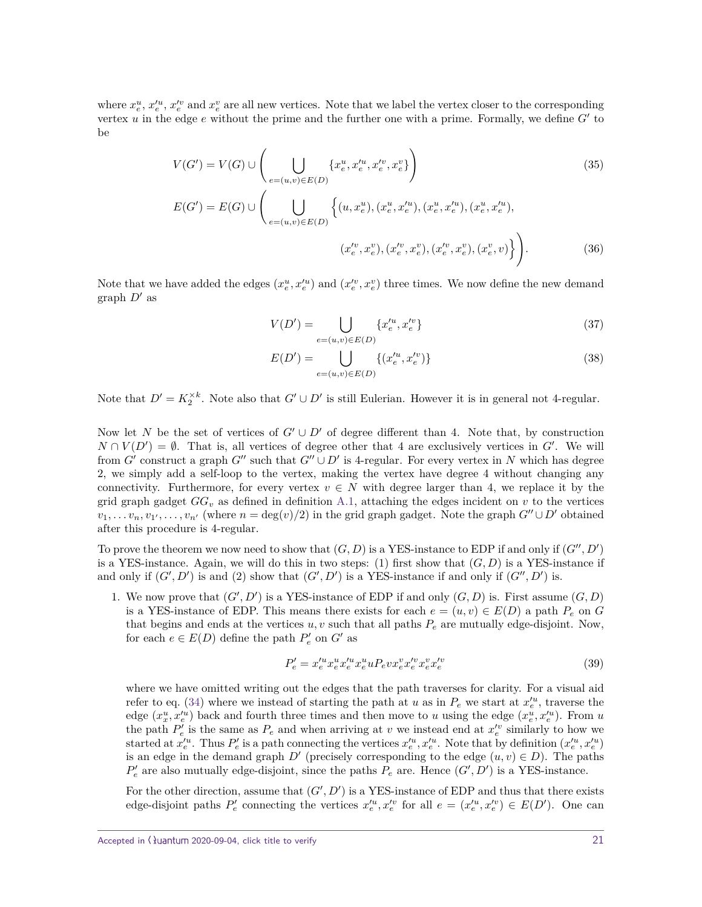where $x_e^u$, $x_e'^u$, $x_e'^v$ and $x_e^v$ are all new vertices. Note that we label the vertex closer to the corresponding vertex $u$ in the edge $e$ without the prime and the further one with a prime. Formally, we define $G'$ to be

$$V(G') = V(G) \cup \left( \bigcup_{e=(u,v)\in E(D)} \{x_e^u, x_e'^u, x_e'^v, x_e^v\} \right) \tag{35}$$

$$E(G') = E(G) \cup \left( \bigcup_{e=(u,v)\in E(D)} \Big\{(u, x_e^u), (x_e^u, x_e'^u), (x_e^u, x_e'^u), (x_e^u, x_e'^u), \right.$$
$$\left. (x_e'^v, x_e^v), (x_e'^v, x_e^v), (x_e'^v, x_e^v), (x_e^v, v)\Big\} \right). \tag{36}$$

Note that we have added the edges $(x_e^u, x_e'^u)$ and $(x_e'^v, x_e^v)$ three times. We now define the new demand graph $D'$ as

$$V(D') = \bigcup_{e=(u,v)\in E(D)} \{x_e'^u, x_e'^v\} \tag{37}$$

$$E(D') = \bigcup_{e=(u,v)\in E(D)} \{(x_e'^u, x_e'^v)\} \tag{38}$$

Note that $D' = K_2^{\times k}$. Note also that $G' \cup D'$ is still Eulerian. However it is in general not 4-regular.

Now let $N$ be the set of vertices of $G' \cup D'$ of degree different than 4. Note that, by construction $N \cap V(D') = \emptyset$. That is, all vertices of degree other that 4 are exclusively vertices in $G'$. We will from $G'$ construct a graph $G''$ such that $G'' \cup D'$ is 4-regular. For every vertex in $N$ which has degree 2, we simply add a self-loop to the vertex, making the vertex have degree 4 without changing any connectivity. Furthermore, for every vertex $v \in N$ with degree larger than 4, we replace it by the grid graph gadget $GG_v$ as defined in definition A.1, attaching the edges incident on $v$ to the vertices $v_1, \dots v_n, v_{1'}, \dots, v_{n'}$ (where $n = \deg(v)/2$) in the grid graph gadget. Note the graph $G'' \cup D'$ obtained after this procedure is 4-regular.

To prove the theorem we now need to show that $(G, D)$ is a YES-instance to EDP if and only if $(G'', D')$ is a YES-instance. Again, we will do this in two steps: (1) first show that $(G, D)$ is a YES-instance if and only if $(G', D')$ is and (2) show that $(G', D')$ is a YES-instance if and only if $(G'', D')$ is.

1. We now prove that $(G', D')$ is a YES-instance of EDP if and only $(G, D)$ is. First assume $(G, D)$ is a YES-instance of EDP. This means there exists for each $e = (u, v) \in E(D)$ a path $P_e$ on $G$ that begins and ends at the vertices $u, v$ such that all paths $P_e$ are mutually edge-disjoint. Now, for each $e \in E(D)$ define the path $P_e'$ on $G'$ as

$$P_e' = x_e'^u x_e^u x_e'^u x_e^u u P_e v x_e^v x_e'^v x_e^v x_e'^v \tag{39}$$

where we have omitted writing out the edges that the path traverses for clarity. For a visual aid refer to eq. (34) where we instead of starting the path at $u$ as in $P_e$ we start at $x_e'^u$, traverse the edge $(x_x^u, x_e'^u)$ back and fourth three times and then move to $u$ using the edge $(x_e^u, x_e'^u)$. From $u$ the path $P_e'$ is the same as $P_e$ and when arriving at $v$ we instead end at $x_e'^v$ similarly to how we started at $x_e'^u$. Thus $P_e'$ is a path connecting the vertices $x_e'^u, x_e'^u$. Note that by definition $(x_e'^u, x_e'^u)$ is an edge in the demand graph $D'$ (precisely corresponding to the edge $(u, v) \in D$). The paths $P_e'$ are also mutually edge-disjoint, since the paths $P_e$ are. Hence $(G', D')$ is a YES-instance.

For the other direction, assume that $(G', D')$ is a YES-instance of EDP and thus that there exists edge-disjoint paths $P_e'$ connecting the vertices $x_e'^u, x_e'^v$ for all $e = (x_e'^u, x_e'^v) \in E(D')$. One can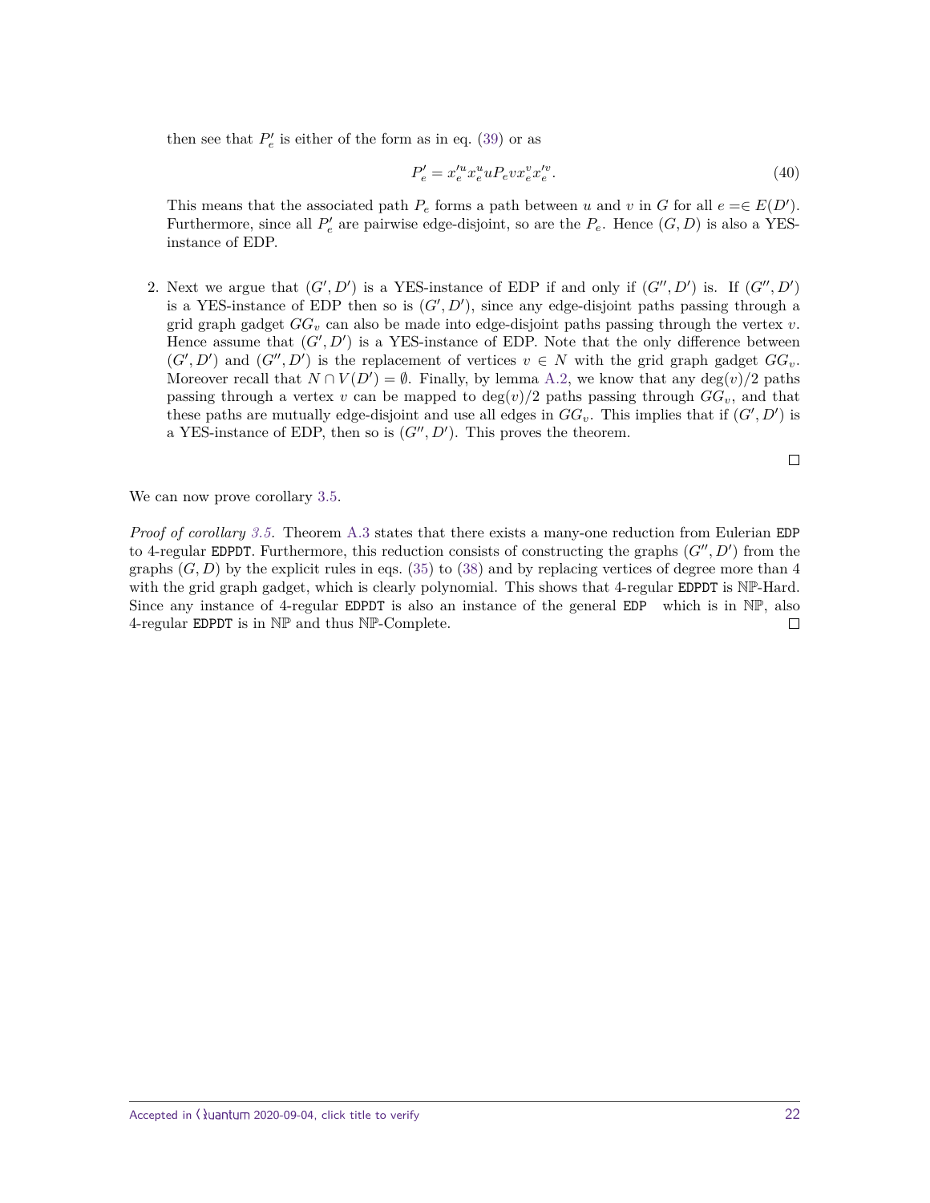then see that $P'_e$ is either of the form as in eq. (39) or as

$$P'_e = x'^u_e x^u_e u P_e v x^v_e x'^v_e. \tag{40}$$

This means that the associated path $P_e$ forms a path between $u$ and $v$ in $G$ for all $e =\in E(D')$. Furthermore, since all $P'_e$ are pairwise edge-disjoint, so are the $P_e$. Hence $(G, D)$ is also a YES-instance of EDP.

2. Next we argue that $(G', D')$ is a YES-instance of EDP if and only if $(G'', D')$ is. If $(G'', D')$ is a YES-instance of EDP then so is $(G', D')$, since any edge-disjoint paths passing through a grid graph gadget $GG_v$ can also be made into edge-disjoint paths passing through the vertex $v$. Hence assume that $(G', D')$ is a YES-instance of EDP. Note that the only difference between $(G', D')$ and $(G'', D')$ is the replacement of vertices $v \in N$ with the grid graph gadget $GG_v$. Moreover recall that $N \cap V(D') = \emptyset$. Finally, by lemma A.2, we know that any $\deg(v)/2$ paths passing through a vertex $v$ can be mapped to $\deg(v)/2$ paths passing through $GG_v$, and that these paths are mutually edge-disjoint and use all edges in $GG_v$. This implies that if $(G', D')$ is a YES-instance of EDP, then so is $(G'', D')$. This proves the theorem.

□

We can now prove corollary 3.5.

*Proof of corollary 3.5.* Theorem A.3 states that there exists a many-one reduction from Eulerian `EDP` to 4-regular `EDPDT`. Furthermore, this reduction consists of constructing the graphs $(G'', D')$ from the graphs $(G, D)$ by the explicit rules in eqs. (35) to (38) and by replacing vertices of degree more than 4 with the grid graph gadget, which is clearly polynomial. This shows that 4-regular `EDPDT` is $\mathbb{NP}$-Hard. Since any instance of 4-regular `EDPDT` is also an instance of the general `EDP` which is in $\mathbb{NP}$, also 4-regular `EDPDT` is in $\mathbb{NP}$ and thus $\mathbb{NP}$-Complete. □